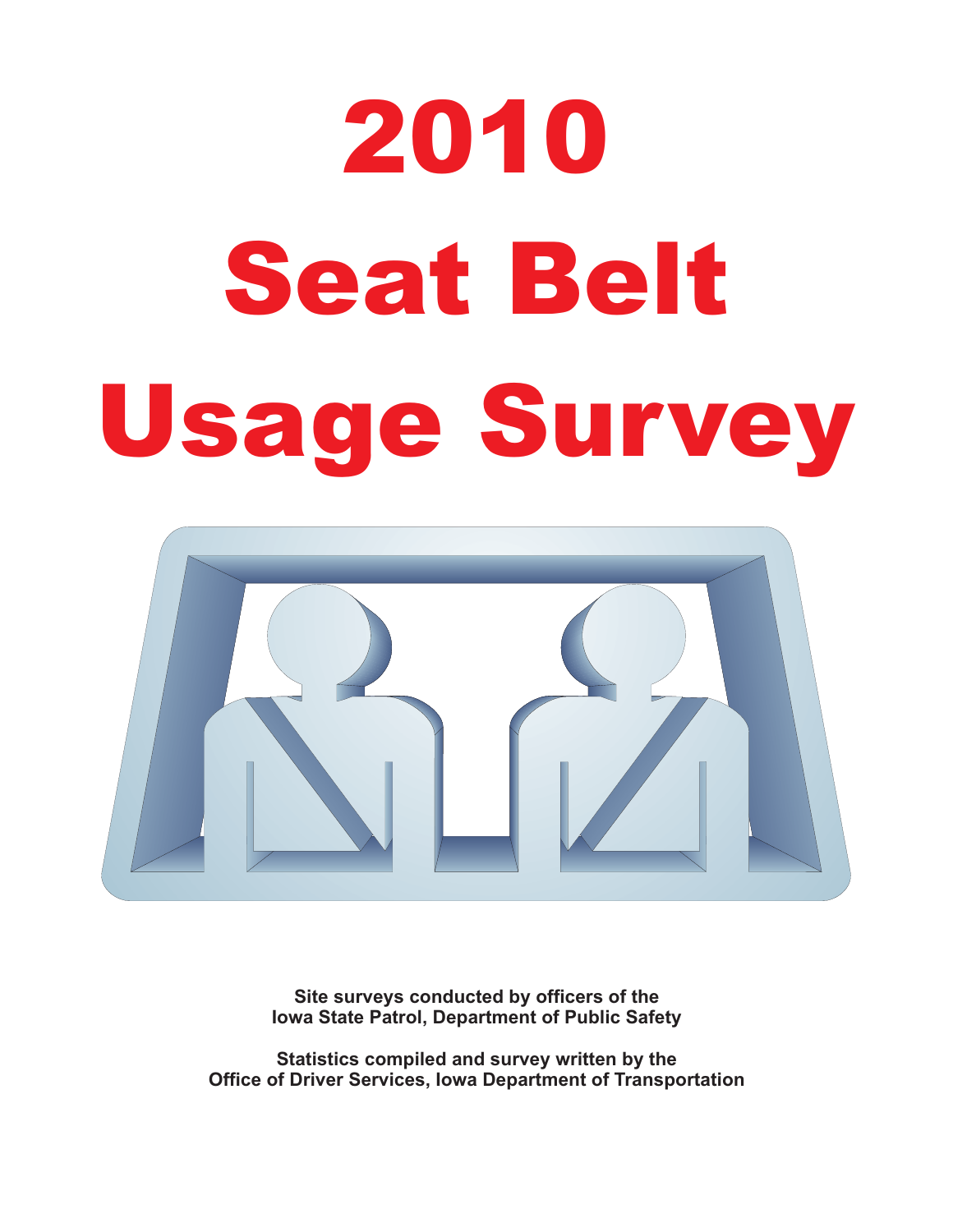# 2010 Seat Belt Usage Survey

**Site surveys conducted by officers of the Iowa State Patrol, Department of Public Safety**

**Statistics compiled and survey written by the Office of Driver Services, Iowa Department of Transportation**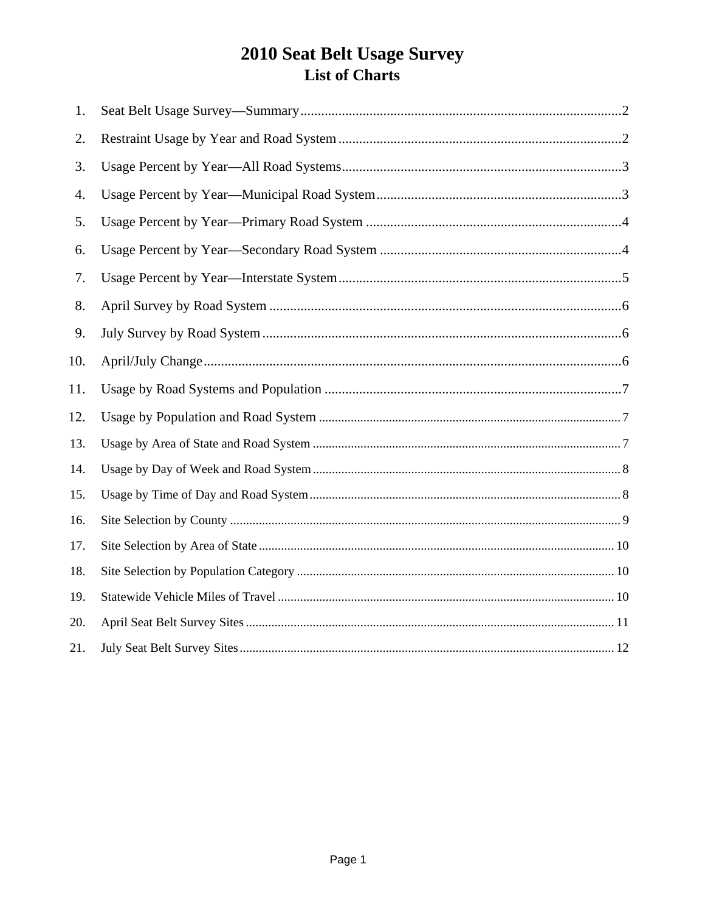# 2010 Seat Belt Usage Survey

## List of Charts

1. Seat Belt Usage Survey—Summary .......... 2
2. Restraint Usage by Year and Road System .......... 2
3. Usage Percent by Year—All Road Systems .......... 3
4. Usage Percent by Year—Municipal Road System .......... 3
5. Usage Percent by Year—Primary Road System .......... 4
6. Usage Percent by Year—Secondary Road System .......... 4
7. Usage Percent by Year—Interstate System .......... 5
8. April Survey by Road System .......... 6
9. July Survey by Road System .......... 6
10. April/July Change .......... 6
11. Usage by Road Systems and Population .......... 7
12. Usage by Population and Road System .......... 7
13. Usage by Area of State and Road System .......... 7
14. Usage by Day of Week and Road System .......... 8
15. Usage by Time of Day and Road System .......... 8
16. Site Selection by County .......... 9
17. Site Selection by Area of State .......... 10
18. Site Selection by Population Category .......... 10
19. Statewide Vehicle Miles of Travel .......... 10
20. April Seat Belt Survey Sites .......... 11
21. July Seat Belt Survey Sites .......... 12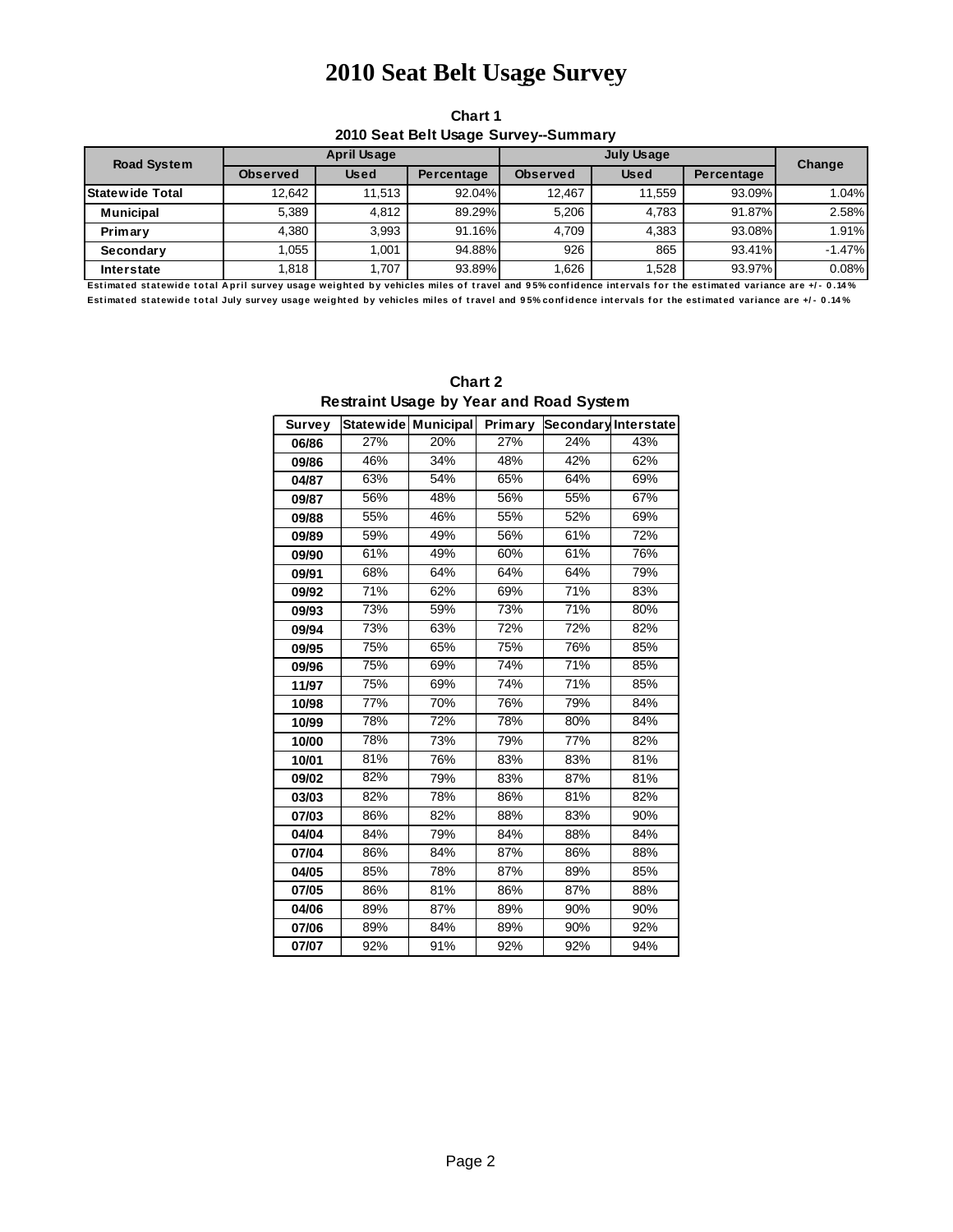# 2010 Seat Belt Usage Survey

**Chart 1**
**2010 Seat Belt Usage Survey--Summary**

| Road System | April Usage | | | July Usage | | | Change |
|---|---|---|---|---|---|---|---|
| | Observed | Used | Percentage | Observed | Used | Percentage | |
| Statewide Total | 12,642 | 11,513 | 92.04% | 12,467 | 11,559 | 93.09% | 1.04% |
| Municipal | 5,389 | 4,812 | 89.29% | 5,206 | 4,783 | 91.87% | 2.58% |
| Primary | 4,380 | 3,993 | 91.16% | 4,709 | 4,383 | 93.08% | 1.91% |
| Secondary | 1,055 | 1,001 | 94.88% | 926 | 865 | 93.41% | -1.47% |
| Interstate | 1,818 | 1,707 | 93.89% | 1,626 | 1,528 | 93.97% | 0.08% |

Estimated statewide total April survey usage weighted by vehicles miles of travel and 95% confidence intervals for the estimated variance are +/- 0.14%
Estimated statewide total July survey usage weighted by vehicles miles of travel and 95% confidence intervals for the estimated variance are +/- 0.14%

**Chart 2**
**Restraint Usage by Year and Road System**

| Survey | Statewide | Municipal | Primary | Secondary | Interstate |
|---|---|---|---|---|---|
| 06/86 | 27% | 20% | 27% | 24% | 43% |
| 09/86 | 46% | 34% | 48% | 42% | 62% |
| 04/87 | 63% | 54% | 65% | 64% | 69% |
| 09/87 | 56% | 48% | 56% | 55% | 67% |
| 09/88 | 55% | 46% | 55% | 52% | 69% |
| 09/89 | 59% | 49% | 56% | 61% | 72% |
| 09/90 | 61% | 49% | 60% | 61% | 76% |
| 09/91 | 68% | 64% | 64% | 64% | 79% |
| 09/92 | 71% | 62% | 69% | 71% | 83% |
| 09/93 | 73% | 59% | 73% | 71% | 80% |
| 09/94 | 73% | 63% | 72% | 72% | 82% |
| 09/95 | 75% | 65% | 75% | 76% | 85% |
| 09/96 | 75% | 69% | 74% | 71% | 85% |
| 11/97 | 75% | 69% | 74% | 71% | 85% |
| 10/98 | 77% | 70% | 76% | 79% | 84% |
| 10/99 | 78% | 72% | 78% | 80% | 84% |
| 10/00 | 78% | 73% | 79% | 77% | 82% |
| 10/01 | 81% | 76% | 83% | 83% | 81% |
| 09/02 | 82% | 79% | 83% | 87% | 81% |
| 03/03 | 82% | 78% | 86% | 81% | 82% |
| 07/03 | 86% | 82% | 88% | 83% | 90% |
| 04/04 | 84% | 79% | 84% | 88% | 84% |
| 07/04 | 86% | 84% | 87% | 86% | 88% |
| 04/05 | 85% | 78% | 87% | 89% | 85% |
| 07/05 | 86% | 81% | 86% | 87% | 88% |
| 04/06 | 89% | 87% | 89% | 90% | 90% |
| 07/06 | 89% | 84% | 89% | 90% | 92% |
| 07/07 | 92% | 91% | 92% | 92% | 94% |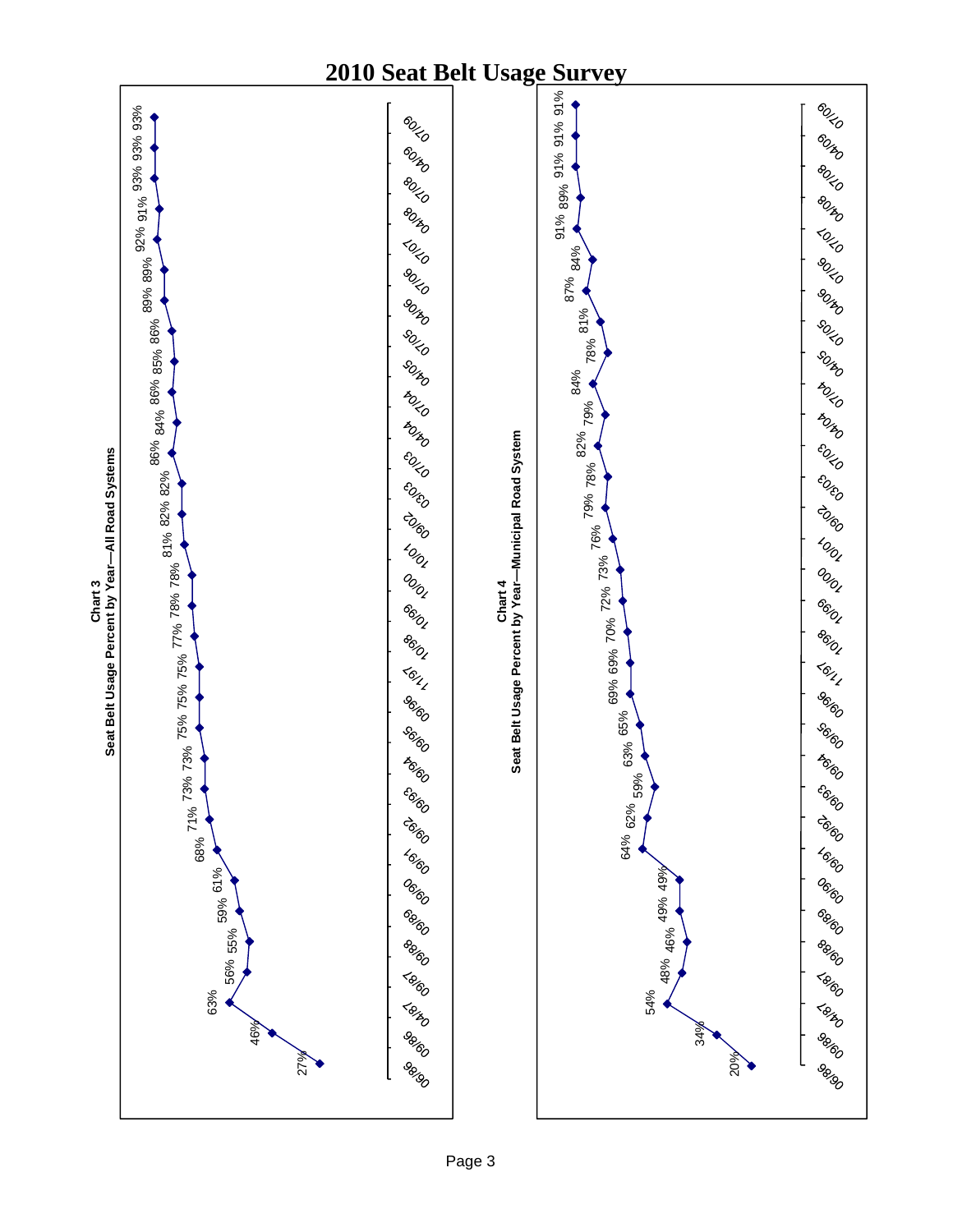# 2010 Seat Belt Usage Survey

**Chart 3**
**Seat Belt Usage Percent by Year—All Road Systems**

| Date | Usage |
|---|---|
| 06/86 | 27% |
| 09/86 | 46% |
| 04/87 | 63% |
| 09/87 | 56% |
| 09/88 | 55% |
| 09/89 | 59% |
| 09/90 | 61% |
| 09/91 | 68% |
| 09/92 | 71% |
| 09/93 | 73% |
| 09/94 | 73% |
| 09/95 | 75% |
| 09/96 | 75% |
| 11/97 | 75% |
| 10/98 | 77% |
| 10/99 | 78% |
| 10/00 | 78% |
| 10/01 | 81% |
| 09/02 | 82% |
| 03/03 | 82% |
| 07/03 | 86% |
| 04/04 | 84% |
| 07/04 | 86% |
| 04/05 | 85% |
| 07/05 | 86% |
| 04/06 | 89% |
| 07/06 | 89% |
| 07/07 | 92% |
| 04/08 | 91% |
| 07/08 | 93% |
| 04/09 | 93% |
| 07/09 | 93% |

**Chart 4**
**Seat Belt Usage Percent by Year—Municipal Road System**

| Date | Usage |
|---|---|
| 06/86 | 20% |
| 09/86 | 34% |
| 04/87 | 54% |
| 09/87 | 48% |
| 09/88 | 46% |
| 09/89 | 49% |
| 09/90 | 49% |
| 09/91 | 64% |
| 09/92 | 62% |
| 09/93 | 59% |
| 09/94 | 63% |
| 09/95 | 65% |
| 09/96 | 69% |
| 11/97 | 69% |
| 10/98 | 70% |
| 10/99 | 72% |
| 10/00 | 73% |
| 10/01 | 76% |
| 09/02 | 79% |
| 03/03 | 78% |
| 07/03 | 82% |
| 04/04 | 79% |
| 07/04 | 84% |
| 04/05 | 78% |
| 07/05 | 81% |
| 04/06 | 87% |
| 07/06 | 84% |
| 07/07 | 91% |
| 04/08 | 89% |
| 07/08 | 91% |
| 04/09 | 91% |
| 07/09 | 91% |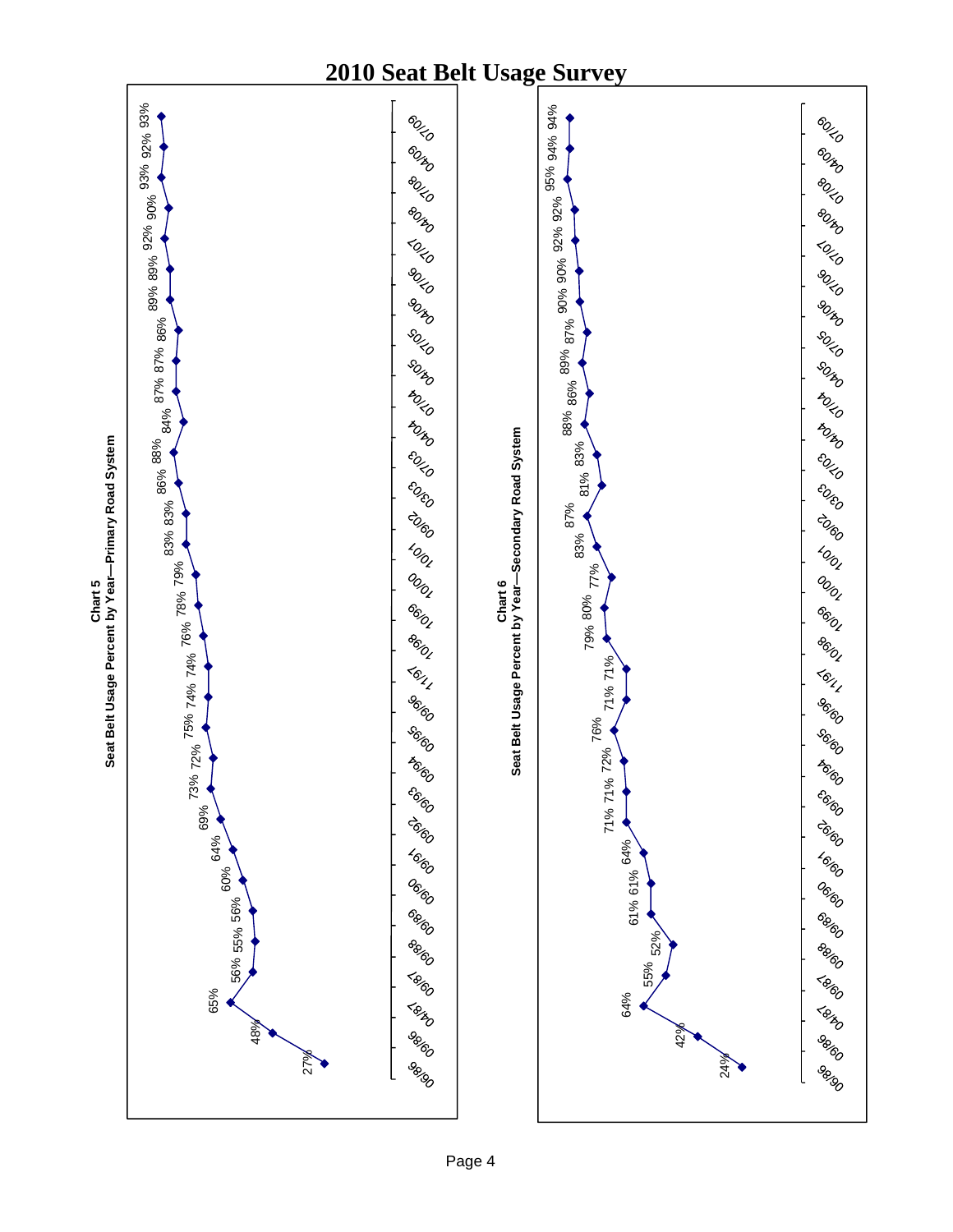# 2010 Seat Belt Usage Survey

**Chart 5**
**Seat Belt Usage Percent by Year—Primary Road System**

| Date | Percent |
|---|---|
| 06/86 | 27% |
| 09/86 | 48% |
| 04/87 | 65% |
| 09/87 | 56% |
| 09/88 | 55% |
| 09/89 | 56% |
| 09/90 | 60% |
| 09/91 | 64% |
| 09/92 | 69% |
| 09/93 | 73% |
| 09/94 | 72% |
| 09/95 | 75% |
| 09/96 | 74% |
| 11/97 | 74% |
| 10/98 | 76% |
| 10/99 | 78% |
| 10/00 | 79% |
| 10/01 | 83% |
| 09/02 | 83% |
| 03/03 | 86% |
| 07/03 | 88% |
| 04/04 | 84% |
| 07/04 | 87% |
| 04/05 | 87% |
| 07/05 | 86% |
| 04/06 | 89% |
| 07/06 | 89% |
| 07/07 | 92% |
| 04/08 | 90% |
| 07/08 | 93% |
| 04/09 | 92% |
| 07/09 | 93% |

**Chart 6**
**Seat Belt Usage Percent by Year—Secondary Road System**

| Date | Percent |
|---|---|
| 06/86 | 24% |
| 09/86 | 42% |
| 04/87 | 64% |
| 09/87 | 55% |
| 09/88 | 52% |
| 09/89 | 61% |
| 09/90 | 61% |
| 09/91 | 64% |
| 09/92 | 71% |
| 09/93 | 71% |
| 09/94 | 72% |
| 09/95 | 76% |
| 09/96 | 71% |
| 11/97 | 71% |
| 10/98 | 79% |
| 10/99 | 80% |
| 10/00 | 77% |
| 10/01 | 83% |
| 09/02 | 87% |
| 03/03 | 81% |
| 07/03 | 83% |
| 04/04 | 88% |
| 07/04 | 86% |
| 04/05 | 89% |
| 07/05 | 87% |
| 04/06 | 90% |
| 07/06 | 90% |
| 07/07 | 92% |
| 04/08 | 92% |
| 07/08 | 95% |
| 04/09 | 94% |
| 07/09 | 94% |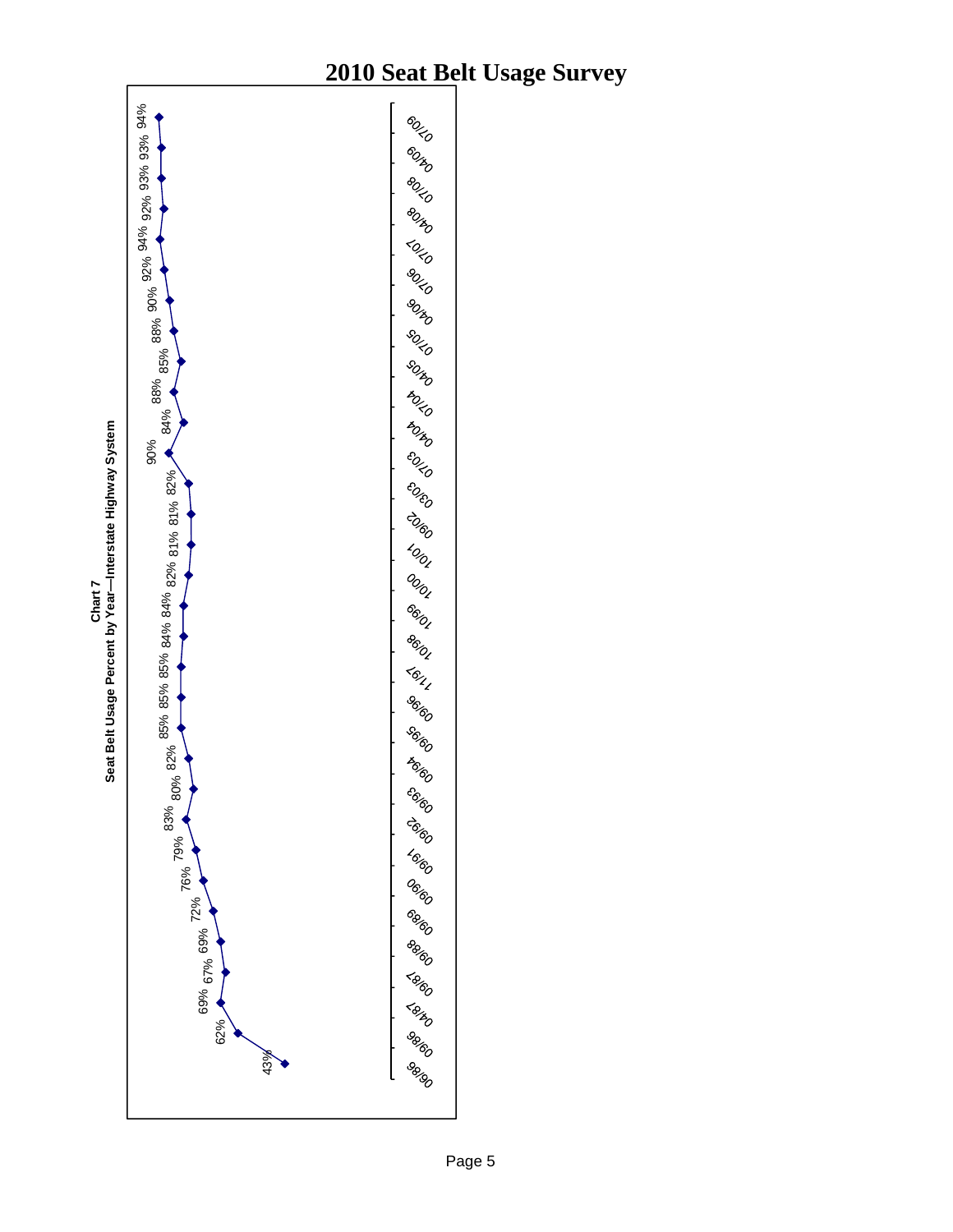**Chart 7**
**Seat Belt Usage Percent by Year—Interstate Highway System**

| Date | Seat Belt Usage |
|---|---|
| 06/86 | 43% |
| 09/86 | 62% |
| 04/87 | 69% |
| 09/87 | 67% |
| 09/88 | 69% |
| 09/89 | 72% |
| 09/90 | 76% |
| 09/91 | 79% |
| 09/92 | 83% |
| 09/93 | 80% |
| 09/94 | 82% |
| 09/95 | 85% |
| 09/96 | 85% |
| 11/97 | 85% |
| 10/98 | 84% |
| 10/99 | 84% |
| 10/00 | 82% |
| 10/01 | 81% |
| 09/02 | 81% |
| 03/03 | 82% |
| 07/03 | 90% |
| 04/04 | 84% |
| 07/04 | 88% |
| 04/05 | 85% |
| 07/05 | 88% |
| 04/06 | 90% |
| 07/06 | 92% |
| 07/07 | 94% |
| 04/08 | 92% |
| 07/08 | 93% |
| 04/09 | 93% |
| 07/09 | 94% |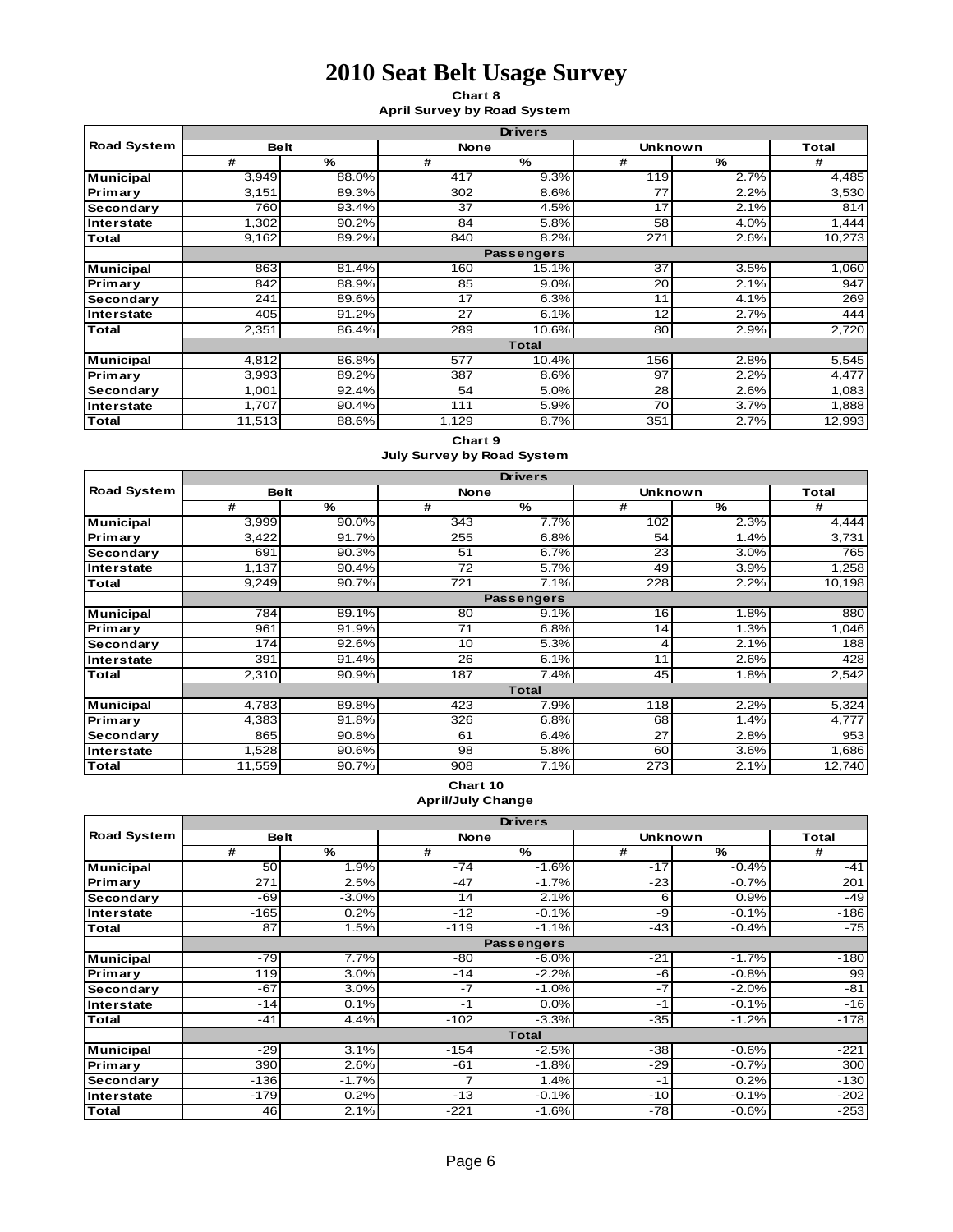# 2010 Seat Belt Usage Survey

**Chart 8**
**April Survey by Road System**

| Road System | Belt | | None | | Unknown | | Total |
|---|---|---|---|---|---|---|---|
| | # | % | # | % | # | % | # |
| **Drivers** | | | | | | | |
| Municipal | 3,949 | 88.0% | 417 | 9.3% | 119 | 2.7% | 4,485 |
| Primary | 3,151 | 89.3% | 302 | 8.6% | 77 | 2.2% | 3,530 |
| Secondary | 760 | 93.4% | 37 | 4.5% | 17 | 2.1% | 814 |
| Interstate | 1,302 | 90.2% | 84 | 5.8% | 58 | 4.0% | 1,444 |
| Total | 9,162 | 89.2% | 840 | 8.2% | 271 | 2.6% | 10,273 |
| **Passengers** | | | | | | | |
| Municipal | 863 | 81.4% | 160 | 15.1% | 37 | 3.5% | 1,060 |
| Primary | 842 | 88.9% | 85 | 9.0% | 20 | 2.1% | 947 |
| Secondary | 241 | 89.6% | 17 | 6.3% | 11 | 4.1% | 269 |
| Interstate | 405 | 91.2% | 27 | 6.1% | 12 | 2.7% | 444 |
| Total | 2,351 | 86.4% | 289 | 10.6% | 80 | 2.9% | 2,720 |
| **Total** | | | | | | | |
| Municipal | 4,812 | 86.8% | 577 | 10.4% | 156 | 2.8% | 5,545 |
| Primary | 3,993 | 89.2% | 387 | 8.6% | 97 | 2.2% | 4,477 |
| Secondary | 1,001 | 92.4% | 54 | 5.0% | 28 | 2.6% | 1,083 |
| Interstate | 1,707 | 90.4% | 111 | 5.9% | 70 | 3.7% | 1,888 |
| Total | 11,513 | 88.6% | 1,129 | 8.7% | 351 | 2.7% | 12,993 |

**Chart 9**
**July Survey by Road System**

| Road System | Belt | | None | | Unknown | | Total |
|---|---|---|---|---|---|---|---|
| | # | % | # | % | # | % | # |
| **Drivers** | | | | | | | |
| Municipal | 3,999 | 90.0% | 343 | 7.7% | 102 | 2.3% | 4,444 |
| Primary | 3,422 | 91.7% | 255 | 6.8% | 54 | 1.4% | 3,731 |
| Secondary | 691 | 90.3% | 51 | 6.7% | 23 | 3.0% | 765 |
| Interstate | 1,137 | 90.4% | 72 | 5.7% | 49 | 3.9% | 1,258 |
| Total | 9,249 | 90.7% | 721 | 7.1% | 228 | 2.2% | 10,198 |
| **Passengers** | | | | | | | |
| Municipal | 784 | 89.1% | 80 | 9.1% | 16 | 1.8% | 880 |
| Primary | 961 | 91.9% | 71 | 6.8% | 14 | 1.3% | 1,046 |
| Secondary | 174 | 92.6% | 10 | 5.3% | 4 | 2.1% | 188 |
| Interstate | 391 | 91.4% | 26 | 6.1% | 11 | 2.6% | 428 |
| Total | 2,310 | 90.9% | 187 | 7.4% | 45 | 1.8% | 2,542 |
| **Total** | | | | | | | |
| Municipal | 4,783 | 89.8% | 423 | 7.9% | 118 | 2.2% | 5,324 |
| Primary | 4,383 | 91.8% | 326 | 6.8% | 68 | 1.4% | 4,777 |
| Secondary | 865 | 90.8% | 61 | 6.4% | 27 | 2.8% | 953 |
| Interstate | 1,528 | 90.6% | 98 | 5.8% | 60 | 3.6% | 1,686 |
| Total | 11,559 | 90.7% | 908 | 7.1% | 273 | 2.1% | 12,740 |

**Chart 10**
**April/July Change**

| Road System | Belt | | None | | Unknown | | Total |
|---|---|---|---|---|---|---|---|
| | # | % | # | % | # | % | # |
| **Drivers** | | | | | | | |
| Municipal | 50 | 1.9% | -74 | -1.6% | -17 | -0.4% | -41 |
| Primary | 271 | 2.5% | -47 | -1.7% | -23 | -0.7% | 201 |
| Secondary | -69 | -3.0% | 14 | 2.1% | 6 | 0.9% | -49 |
| Interstate | -165 | 0.2% | -12 | -0.1% | -9 | -0.1% | -186 |
| Total | 87 | 1.5% | -119 | -1.1% | -43 | -0.4% | -75 |
| **Passengers** | | | | | | | |
| Municipal | -79 | 7.7% | -80 | -6.0% | -21 | -1.7% | -180 |
| Primary | 119 | 3.0% | -14 | -2.2% | -6 | -0.8% | 99 |
| Secondary | -67 | 3.0% | -7 | -1.0% | -7 | -2.0% | -81 |
| Interstate | -14 | 0.1% | -1 | 0.0% | -1 | -0.1% | -16 |
| Total | -41 | 4.4% | -102 | -3.3% | -35 | -1.2% | -178 |
| **Total** | | | | | | | |
| Municipal | -29 | 3.1% | -154 | -2.5% | -38 | -0.6% | -221 |
| Primary | 390 | 2.6% | -61 | -1.8% | -29 | -0.7% | 300 |
| Secondary | -136 | -1.7% | 7 | 1.4% | -1 | 0.2% | -130 |
| Interstate | -179 | 0.2% | -13 | -0.1% | -10 | -0.1% | -202 |
| Total | 46 | 2.1% | -221 | -1.6% | -78 | -0.6% | -253 |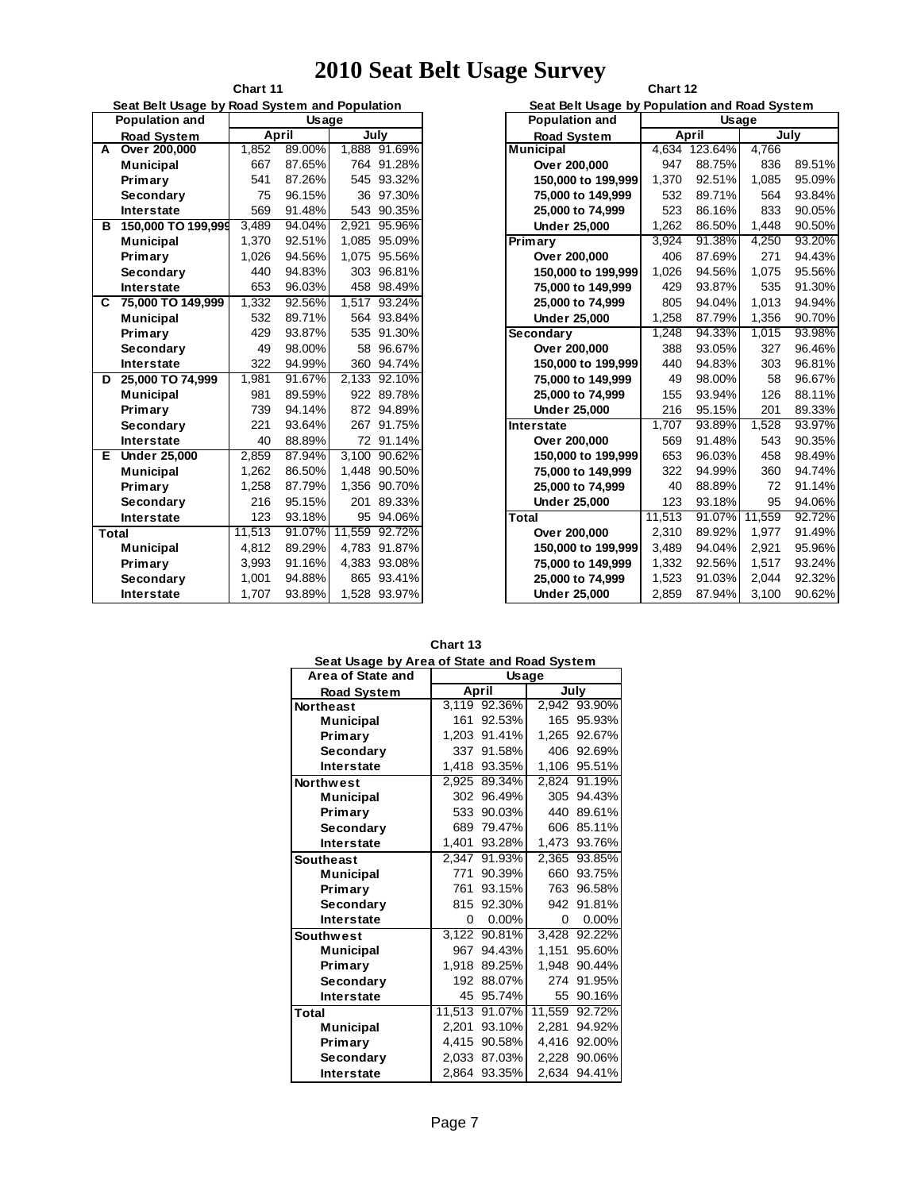# 2010 Seat Belt Usage Survey

**Chart 11**

**Seat Belt Usage by Road System and Population**

| | Population and Road System | April | | July | |
|---|---|---|---|---|---|
| | | Usage | | | |
| **A** | **Over 200,000** | 1,852 | 89.00% | 1,888 | 91.69% |
| | Municipal | 667 | 87.65% | 764 | 91.28% |
| | Primary | 541 | 87.26% | 545 | 93.32% |
| | Secondary | 75 | 96.15% | 36 | 97.30% |
| | Interstate | 569 | 91.48% | 543 | 90.35% |
| **B** | **150,000 TO 199,999** | 3,489 | 94.04% | 2,921 | 95.96% |
| | Municipal | 1,370 | 92.51% | 1,085 | 95.09% |
| | Primary | 1,026 | 94.56% | 1,075 | 95.56% |
| | Secondary | 440 | 94.83% | 303 | 96.81% |
| | Interstate | 653 | 96.03% | 458 | 98.49% |
| **C** | **75,000 TO 149,999** | 1,332 | 92.56% | 1,517 | 93.24% |
| | Municipal | 532 | 89.71% | 564 | 93.84% |
| | Primary | 429 | 93.87% | 535 | 91.30% |
| | Secondary | 49 | 98.00% | 58 | 96.67% |
| | Interstate | 322 | 94.99% | 360 | 94.74% |
| **D** | **25,000 TO 74,999** | 1,981 | 91.67% | 2,133 | 92.10% |
| | Municipal | 981 | 89.59% | 922 | 89.78% |
| | Primary | 739 | 94.14% | 872 | 94.89% |
| | Secondary | 221 | 93.64% | 267 | 91.75% |
| | Interstate | 40 | 88.89% | 72 | 91.14% |
| **E** | **Under 25,000** | 2,859 | 87.94% | 3,100 | 90.62% |
| | Municipal | 1,262 | 86.50% | 1,448 | 90.50% |
| | Primary | 1,258 | 87.79% | 1,356 | 90.70% |
| | Secondary | 216 | 95.15% | 201 | 89.33% |
| | Interstate | 123 | 93.18% | 95 | 94.06% |
| **Total** | | 11,513 | 91.07% | 11,559 | 92.72% |
| | Municipal | 4,812 | 89.29% | 4,783 | 91.87% |
| | Primary | 3,993 | 91.16% | 4,383 | 93.08% |
| | Secondary | 1,001 | 94.88% | 865 | 93.41% |
| | Interstate | 1,707 | 93.89% | 1,528 | 93.97% |

**Chart 12**

**Seat Belt Usage by Population and Road System**

| Population and Road System | April | | July | |
|---|---|---|---|---|
| | Usage | | | |
| **Municipal** | 4,634 | 123.64% | 4,766 | |
| Over 200,000 | 947 | 88.75% | 836 | 89.51% |
| 150,000 to 199,999 | 1,370 | 92.51% | 1,085 | 95.09% |
| 75,000 to 149,999 | 532 | 89.71% | 564 | 93.84% |
| 25,000 to 74,999 | 523 | 86.16% | 833 | 90.05% |
| Under 25,000 | 1,262 | 86.50% | 1,448 | 90.50% |
| **Primary** | 3,924 | 91.38% | 4,250 | 93.20% |
| Over 200,000 | 406 | 87.69% | 271 | 94.43% |
| 150,000 to 199,999 | 1,026 | 94.56% | 1,075 | 95.56% |
| 75,000 to 149,999 | 429 | 93.87% | 535 | 91.30% |
| 25,000 to 74,999 | 805 | 94.04% | 1,013 | 94.94% |
| Under 25,000 | 1,258 | 87.79% | 1,356 | 90.70% |
| **Secondary** | 1,248 | 94.33% | 1,015 | 93.98% |
| Over 200,000 | 388 | 93.05% | 327 | 96.46% |
| 150,000 to 199,999 | 440 | 94.83% | 303 | 96.81% |
| 75,000 to 149,999 | 49 | 98.00% | 58 | 96.67% |
| 25,000 to 74,999 | 155 | 93.94% | 126 | 88.11% |
| Under 25,000 | 216 | 95.15% | 201 | 89.33% |
| **Interstate** | 1,707 | 93.89% | 1,528 | 93.97% |
| Over 200,000 | 569 | 91.48% | 543 | 90.35% |
| 150,000 to 199,999 | 653 | 96.03% | 458 | 98.49% |
| 75,000 to 149,999 | 322 | 94.99% | 360 | 94.74% |
| 25,000 to 74,999 | 40 | 88.89% | 72 | 91.14% |
| Under 25,000 | 123 | 93.18% | 95 | 94.06% |
| **Total** | 11,513 | 91.07% | 11,559 | 92.72% |
| Over 200,000 | 2,310 | 89.92% | 1,977 | 91.49% |
| 150,000 to 199,999 | 3,489 | 94.04% | 2,921 | 95.96% |
| 75,000 to 149,999 | 1,332 | 92.56% | 1,517 | 93.24% |
| 25,000 to 74,999 | 1,523 | 91.03% | 2,044 | 92.32% |
| Under 25,000 | 2,859 | 87.94% | 3,100 | 90.62% |

**Chart 13**

**Seat Usage by Area of State and Road System**

| Area of State and Road System | April | | July | |
|---|---|---|---|---|
| | Usage | | | |
| **Northeast** | 3,119 | 92.36% | 2,942 | 93.90% |
| Municipal | 161 | 92.53% | 165 | 95.93% |
| Primary | 1,203 | 91.41% | 1,265 | 92.67% |
| Secondary | 337 | 91.58% | 406 | 92.69% |
| Interstate | 1,418 | 93.35% | 1,106 | 95.51% |
| **Northwest** | 2,925 | 89.34% | 2,824 | 91.19% |
| Municipal | 302 | 96.49% | 305 | 94.43% |
| Primary | 533 | 90.03% | 440 | 89.61% |
| Secondary | 689 | 79.47% | 606 | 85.11% |
| Interstate | 1,401 | 93.28% | 1,473 | 93.76% |
| **Southeast** | 2,347 | 91.93% | 2,365 | 93.85% |
| Municipal | 771 | 90.39% | 660 | 93.75% |
| Primary | 761 | 93.15% | 763 | 96.58% |
| Secondary | 815 | 92.30% | 942 | 91.81% |
| Interstate | 0 | 0.00% | 0 | 0.00% |
| **Southwest** | 3,122 | 90.81% | 3,428 | 92.22% |
| Municipal | 967 | 94.43% | 1,151 | 95.60% |
| Primary | 1,918 | 89.25% | 1,948 | 90.44% |
| Secondary | 192 | 88.07% | 274 | 91.95% |
| Interstate | 45 | 95.74% | 55 | 90.16% |
| **Total** | 11,513 | 91.07% | 11,559 | 92.72% |
| Municipal | 2,201 | 93.10% | 2,281 | 94.92% |
| Primary | 4,415 | 90.58% | 4,416 | 92.00% |
| Secondary | 2,033 | 87.03% | 2,228 | 90.06% |
| Interstate | 2,864 | 93.35% | 2,634 | 94.41% |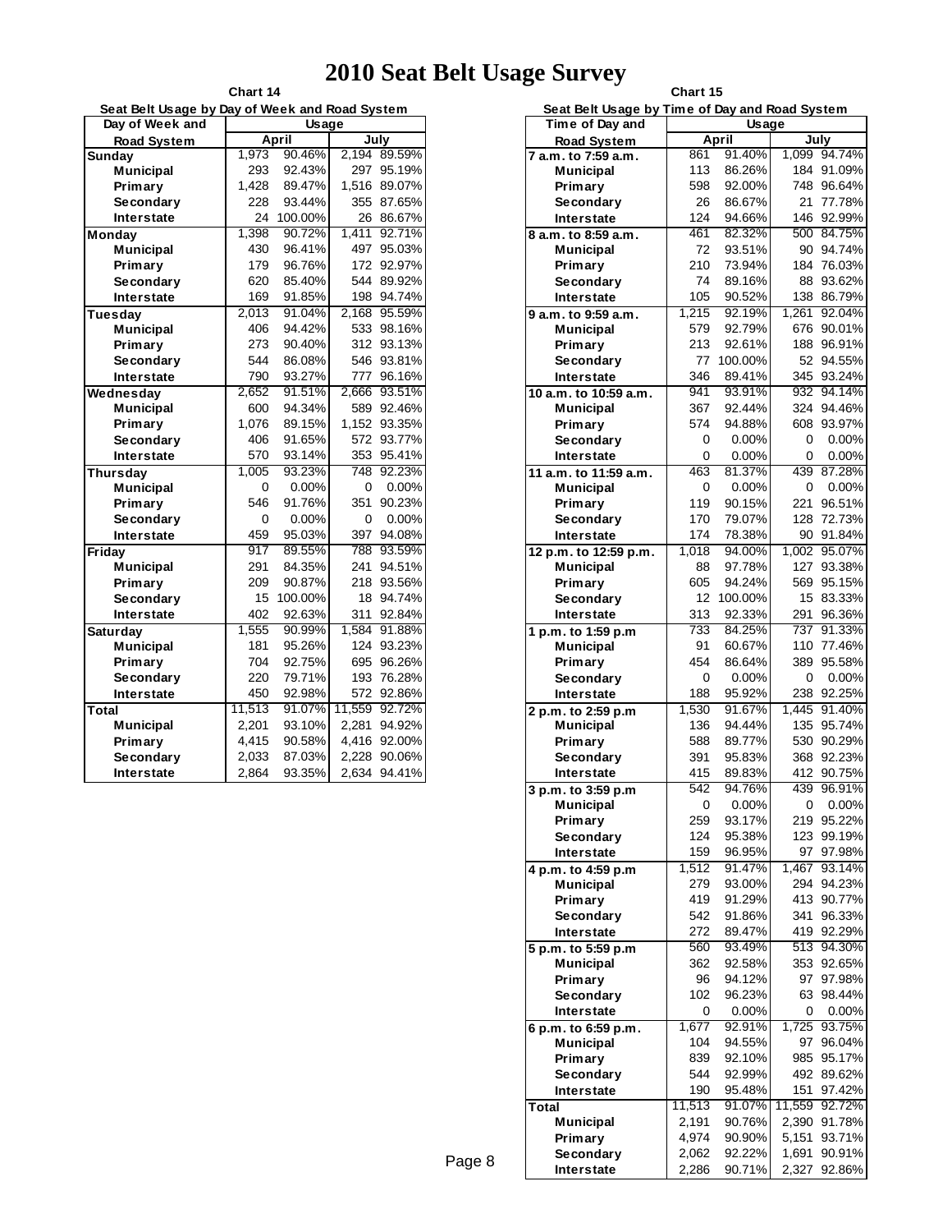# 2010 Seat Belt Usage Survey

**Chart 14**

**Seat Belt Usage by Day of Week and Road System**

| Day of Week and Road System | Usage April | | Usage July | |
|---|---|---|---|---|
| **Sunday** | 1,973 | 90.46% | 2,194 | 89.59% |
| Municipal | 293 | 92.43% | 297 | 95.19% |
| Primary | 1,428 | 89.47% | 1,516 | 89.07% |
| Secondary | 228 | 93.44% | 355 | 87.65% |
| Interstate | 24 | 100.00% | 26 | 86.67% |
| **Monday** | 1,398 | 90.72% | 1,411 | 92.71% |
| Municipal | 430 | 96.41% | 497 | 95.03% |
| Primary | 179 | 96.76% | 172 | 92.97% |
| Secondary | 620 | 85.40% | 544 | 89.92% |
| Interstate | 169 | 91.85% | 198 | 94.74% |
| **Tuesday** | 2,013 | 91.04% | 2,168 | 95.59% |
| Municipal | 406 | 94.42% | 533 | 98.16% |
| Primary | 273 | 90.40% | 312 | 93.13% |
| Secondary | 544 | 86.08% | 546 | 93.81% |
| Interstate | 790 | 93.27% | 777 | 96.16% |
| **Wednesday** | 2,652 | 91.51% | 2,666 | 93.51% |
| Municipal | 600 | 94.34% | 589 | 92.46% |
| Primary | 1,076 | 89.15% | 1,152 | 93.35% |
| Secondary | 406 | 91.65% | 572 | 93.77% |
| Interstate | 570 | 93.14% | 353 | 95.41% |
| **Thursday** | 1,005 | 93.23% | 748 | 92.23% |
| Municipal | 0 | 0.00% | 0 | 0.00% |
| Primary | 546 | 91.76% | 351 | 90.23% |
| Secondary | 0 | 0.00% | 0 | 0.00% |
| Interstate | 459 | 95.03% | 397 | 94.08% |
| **Friday** | 917 | 89.55% | 788 | 93.59% |
| Municipal | 291 | 84.35% | 241 | 94.51% |
| Primary | 209 | 90.87% | 218 | 93.56% |
| Secondary | 15 | 100.00% | 18 | 94.74% |
| Interstate | 402 | 92.63% | 311 | 92.84% |
| **Saturday** | 1,555 | 90.99% | 1,584 | 91.88% |
| Municipal | 181 | 95.26% | 124 | 93.23% |
| Primary | 704 | 92.75% | 695 | 96.26% |
| Secondary | 220 | 79.71% | 193 | 76.28% |
| Interstate | 450 | 92.98% | 572 | 92.86% |
| **Total** | 11,513 | 91.07% | 11,559 | 92.72% |
| Municipal | 2,201 | 93.10% | 2,281 | 94.92% |
| Primary | 4,415 | 90.58% | 4,416 | 92.00% |
| Secondary | 2,033 | 87.03% | 2,228 | 90.06% |
| Interstate | 2,864 | 93.35% | 2,634 | 94.41% |

**Chart 15**

**Seat Belt Usage by Time of Day and Road System**

| Time of Day and Road System | Usage April | | Usage July | |
|---|---|---|---|---|
| **7 a.m. to 7:59 a.m.** | 861 | 91.40% | 1,099 | 94.74% |
| Municipal | 113 | 86.26% | 184 | 91.09% |
| Primary | 598 | 92.00% | 748 | 96.64% |
| Secondary | 26 | 86.67% | 21 | 77.78% |
| Interstate | 124 | 94.66% | 146 | 92.99% |
| **8 a.m. to 8:59 a.m.** | 461 | 82.32% | 500 | 84.75% |
| Municipal | 72 | 93.51% | 90 | 94.74% |
| Primary | 210 | 73.94% | 184 | 76.03% |
| Secondary | 74 | 89.16% | 88 | 93.62% |
| Interstate | 105 | 90.52% | 138 | 86.79% |
| **9 a.m. to 9:59 a.m.** | 1,215 | 92.19% | 1,261 | 92.04% |
| Municipal | 579 | 92.79% | 676 | 90.01% |
| Primary | 213 | 92.61% | 188 | 96.91% |
| Secondary | 77 | 100.00% | 52 | 94.55% |
| Interstate | 346 | 89.41% | 345 | 93.24% |
| **10 a.m. to 10:59 a.m.** | 941 | 93.91% | 932 | 94.14% |
| Municipal | 367 | 92.44% | 324 | 94.46% |
| Primary | 574 | 94.88% | 608 | 93.97% |
| Secondary | 0 | 0.00% | 0 | 0.00% |
| Interstate | 0 | 0.00% | 0 | 0.00% |
| **11 a.m. to 11:59 a.m.** | 463 | 81.37% | 439 | 87.28% |
| Municipal | 0 | 0.00% | 0 | 0.00% |
| Primary | 119 | 90.15% | 221 | 96.51% |
| Secondary | 170 | 79.07% | 128 | 72.73% |
| Interstate | 174 | 78.38% | 90 | 91.84% |
| **12 p.m. to 12:59 p.m.** | 1,018 | 94.00% | 1,002 | 95.07% |
| Municipal | 88 | 97.78% | 127 | 93.38% |
| Primary | 605 | 94.24% | 569 | 95.15% |
| Secondary | 12 | 100.00% | 15 | 83.33% |
| Interstate | 313 | 92.33% | 291 | 96.36% |
| **1 p.m. to 1:59 p.m** | 733 | 84.25% | 737 | 91.33% |
| Municipal | 91 | 60.67% | 110 | 77.46% |
| Primary | 454 | 86.64% | 389 | 95.58% |
| Secondary | 0 | 0.00% | 0 | 0.00% |
| Interstate | 188 | 95.92% | 238 | 92.25% |
| **2 p.m. to 2:59 p.m** | 1,530 | 91.67% | 1,445 | 91.40% |
| Municipal | 136 | 94.44% | 135 | 95.74% |
| Primary | 588 | 89.77% | 530 | 90.29% |
| Secondary | 391 | 95.83% | 368 | 92.23% |
| Interstate | 415 | 89.83% | 412 | 90.75% |
| **3 p.m. to 3:59 p.m** | 542 | 94.76% | 439 | 96.91% |
| Municipal | 0 | 0.00% | 0 | 0.00% |
| Primary | 259 | 93.17% | 219 | 95.22% |
| Secondary | 124 | 95.38% | 123 | 99.19% |
| Interstate | 159 | 96.95% | 97 | 97.98% |
| **4 p.m. to 4:59 p.m** | 1,512 | 91.47% | 1,467 | 93.14% |
| Municipal | 279 | 93.00% | 294 | 94.23% |
| Primary | 419 | 91.29% | 413 | 90.77% |
| Secondary | 542 | 91.86% | 341 | 96.33% |
| Interstate | 272 | 89.47% | 419 | 92.29% |
| **5 p.m. to 5:59 p.m** | 560 | 93.49% | 513 | 94.30% |
| Municipal | 362 | 92.58% | 353 | 92.65% |
| Primary | 96 | 94.12% | 97 | 97.98% |
| Secondary | 102 | 96.23% | 63 | 98.44% |
| Interstate | 0 | 0.00% | 0 | 0.00% |
| **6 p.m. to 6:59 p.m.** | 1,677 | 92.91% | 1,725 | 93.75% |
| Municipal | 104 | 94.55% | 97 | 96.04% |
| Primary | 839 | 92.10% | 985 | 95.17% |
| Secondary | 544 | 92.99% | 492 | 89.62% |
| Interstate | 190 | 95.48% | 151 | 97.42% |
| **Total** | 11,513 | 91.07% | 11,559 | 92.72% |
| Municipal | 2,191 | 90.76% | 2,390 | 91.78% |
| Primary | 4,974 | 90.90% | 5,151 | 93.71% |
| Secondary | 2,062 | 92.22% | 1,691 | 90.91% |
| Interstate | 2,286 | 90.71% | 2,327 | 92.86% |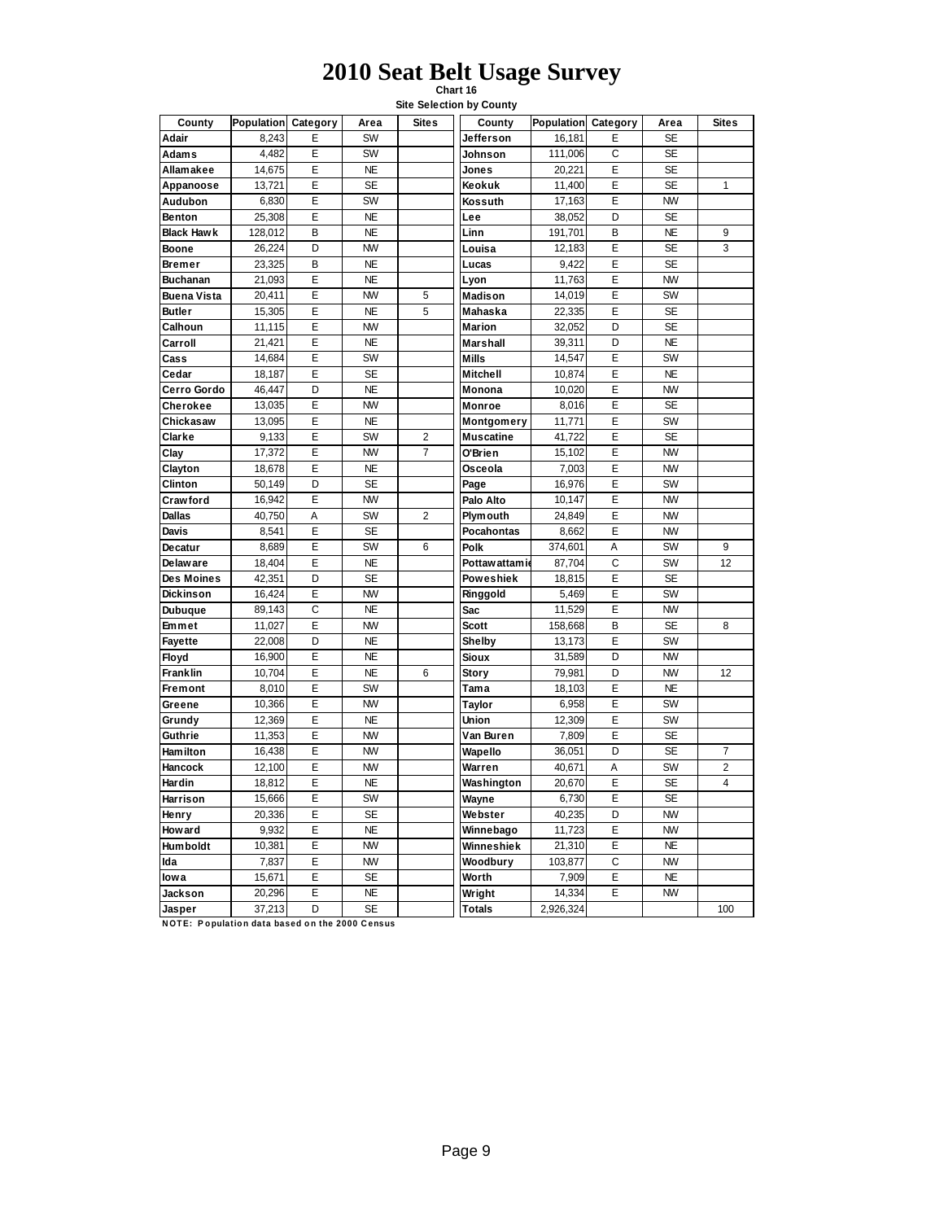# 2010 Seat Belt Usage Survey

**Chart 16**

**Site Selection by County**

| County | Population | Category | Area | Sites | County | Population | Category | Area | Sites |
|---|---|---|---|---|---|---|---|---|---|
| Adair | 8,243 | E | SW | | Jefferson | 16,181 | E | SE | |
| Adams | 4,482 | E | SW | | Johnson | 111,006 | C | SE | |
| Allamakee | 14,675 | E | NE | | Jones | 20,221 | E | SE | |
| Appanoose | 13,721 | E | SE | | Keokuk | 11,400 | E | SE | 1 |
| Audubon | 6,830 | E | SW | | Kossuth | 17,163 | E | NW | |
| Benton | 25,308 | E | NE | | Lee | 38,052 | D | SE | |
| Black Hawk | 128,012 | B | NE | | Linn | 191,701 | B | NE | 9 |
| Boone | 26,224 | D | NW | | Louisa | 12,183 | E | SE | 3 |
| Bremer | 23,325 | B | NE | | Lucas | 9,422 | E | SE | |
| Buchanan | 21,093 | E | NE | | Lyon | 11,763 | E | NW | |
| Buena Vista | 20,411 | E | NW | 5 | Madison | 14,019 | E | SW | |
| Butler | 15,305 | E | NE | 5 | Mahaska | 22,335 | E | SE | |
| Calhoun | 11,115 | E | NW | | Marion | 32,052 | D | SE | |
| Carroll | 21,421 | E | NE | | Marshall | 39,311 | D | NE | |
| Cass | 14,684 | E | SW | | Mills | 14,547 | E | SW | |
| Cedar | 18,187 | E | SE | | Mitchell | 10,874 | E | NE | |
| Cerro Gordo | 46,447 | D | NE | | Monona | 10,020 | E | NW | |
| Cherokee | 13,035 | E | NW | | Monroe | 8,016 | E | SE | |
| Chickasaw | 13,095 | E | NE | | Montgomery | 11,771 | E | SW | |
| Clarke | 9,133 | E | SW | 2 | Muscatine | 41,722 | E | SE | |
| Clay | 17,372 | E | NW | 7 | O'Brien | 15,102 | E | NW | |
| Clayton | 18,678 | E | NE | | Osceola | 7,003 | E | NW | |
| Clinton | 50,149 | D | SE | | Page | 16,976 | E | SW | |
| Crawford | 16,942 | E | NW | | Palo Alto | 10,147 | E | NW | |
| Dallas | 40,750 | A | SW | 2 | Plymouth | 24,849 | E | NW | |
| Davis | 8,541 | E | SE | | Pocahontas | 8,662 | E | NW | |
| Decatur | 8,689 | E | SW | 6 | Polk | 374,601 | A | SW | 9 |
| Delaware | 18,404 | E | NE | | Pottawattamie | 87,704 | C | SW | 12 |
| Des Moines | 42,351 | D | SE | | Poweshiek | 18,815 | E | SE | |
| Dickinson | 16,424 | E | NW | | Ringgold | 5,469 | E | SW | |
| Dubuque | 89,143 | C | NE | | Sac | 11,529 | E | NW | |
| Emmet | 11,027 | E | NW | | Scott | 158,668 | B | SE | 8 |
| Fayette | 22,008 | D | NE | | Shelby | 13,173 | E | SW | |
| Floyd | 16,900 | E | NE | | Sioux | 31,589 | D | NW | |
| Franklin | 10,704 | E | NE | 6 | Story | 79,981 | D | NW | 12 |
| Fremont | 8,010 | E | SW | | Tama | 18,103 | E | NE | |
| Greene | 10,366 | E | NW | | Taylor | 6,958 | E | SW | |
| Grundy | 12,369 | E | NE | | Union | 12,309 | E | SW | |
| Guthrie | 11,353 | E | NW | | Van Buren | 7,809 | E | SE | |
| Hamilton | 16,438 | E | NW | | Wapello | 36,051 | D | SE | 7 |
| Hancock | 12,100 | E | NW | | Warren | 40,671 | A | SW | 2 |
| Hardin | 18,812 | E | NE | | Washington | 20,670 | E | SE | 4 |
| Harrison | 15,666 | E | SW | | Wayne | 6,730 | E | SE | |
| Henry | 20,336 | E | SE | | Webster | 40,235 | D | NW | |
| Howard | 9,932 | E | NE | | Winnebago | 11,723 | E | NW | |
| Humboldt | 10,381 | E | NW | | Winneshiek | 21,310 | E | NE | |
| Ida | 7,837 | E | NW | | Woodbury | 103,877 | C | NW | |
| Iowa | 15,671 | E | SE | | Worth | 7,909 | E | NE | |
| Jackson | 20,296 | E | NE | | Wright | 14,334 | E | NW | |
| Jasper | 37,213 | D | SE | | Totals | 2,926,324 | | | 100 |

NOTE: Population data based on the 2000 Census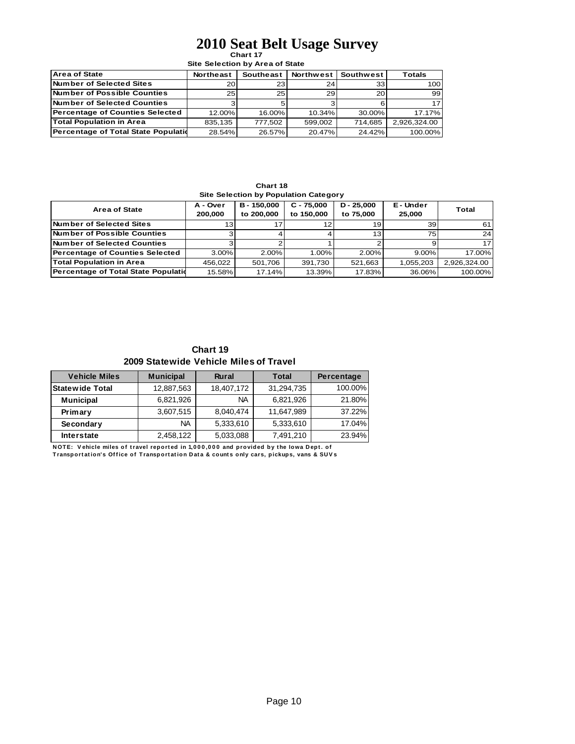# 2010 Seat Belt Usage Survey

**Chart 17**

**Site Selection by Area of State**

| Area of State | Northeast | Southeast | Northwest | Southwest | Totals |
|---|---|---|---|---|---|
| Number of Selected Sites | 20 | 23 | 24 | 33 | 100 |
| Number of Possible Counties | 25 | 25 | 29 | 20 | 99 |
| Number of Selected Counties | 3 | 5 | 3 | 6 | 17 |
| Percentage of Counties Selected | 12.00% | 16.00% | 10.34% | 30.00% | 17.17% |
| Total Population in Area | 835,135 | 777,502 | 599,002 | 714,685 | 2,926,324.00 |
| Percentage of Total State Populatio | 28.54% | 26.57% | 20.47% | 24.42% | 100.00% |

**Chart 18**

**Site Selection by Population Category**

| Area of State | A - Over 200,000 | B - 150,000 to 200,000 | C - 75,000 to 150,000 | D - 25,000 to 75,000 | E - Under 25,000 | Total |
|---|---|---|---|---|---|---|
| Number of Selected Sites | 13 | 17 | 12 | 19 | 39 | 61 |
| Number of Possible Counties | 3 | 4 | 4 | 13 | 75 | 24 |
| Number of Selected Counties | 3 | 2 | 1 | 2 | 9 | 17 |
| Percentage of Counties Selected | 3.00% | 2.00% | 1.00% | 2.00% | 9.00% | 17.00% |
| Total Population in Area | 456,022 | 501,706 | 391,730 | 521,663 | 1,055,203 | 2,926,324.00 |
| Percentage of Total State Populatio | 15.58% | 17.14% | 13.39% | 17.83% | 36.06% | 100.00% |

**Chart 19**

**2009 Statewide Vehicle Miles of Travel**

| Vehicle Miles | Municipal | Rural | Total | Percentage |
|---|---|---|---|---|
| Statewide Total | 12,887,563 | 18,407,172 | 31,294,735 | 100.00% |
| Municipal | 6,821,926 | NA | 6,821,926 | 21.80% |
| Primary | 3,607,515 | 8,040,474 | 11,647,989 | 37.22% |
| Secondary | NA | 5,333,610 | 5,333,610 | 17.04% |
| Interstate | 2,458,122 | 5,033,088 | 7,491,210 | 23.94% |

**NOTE: Vehicle miles of travel reported in 1,000,000 and provided by the Iowa Dept. of Transportation's Office of Transportation Data & counts only cars, pickups, vans & SUVs**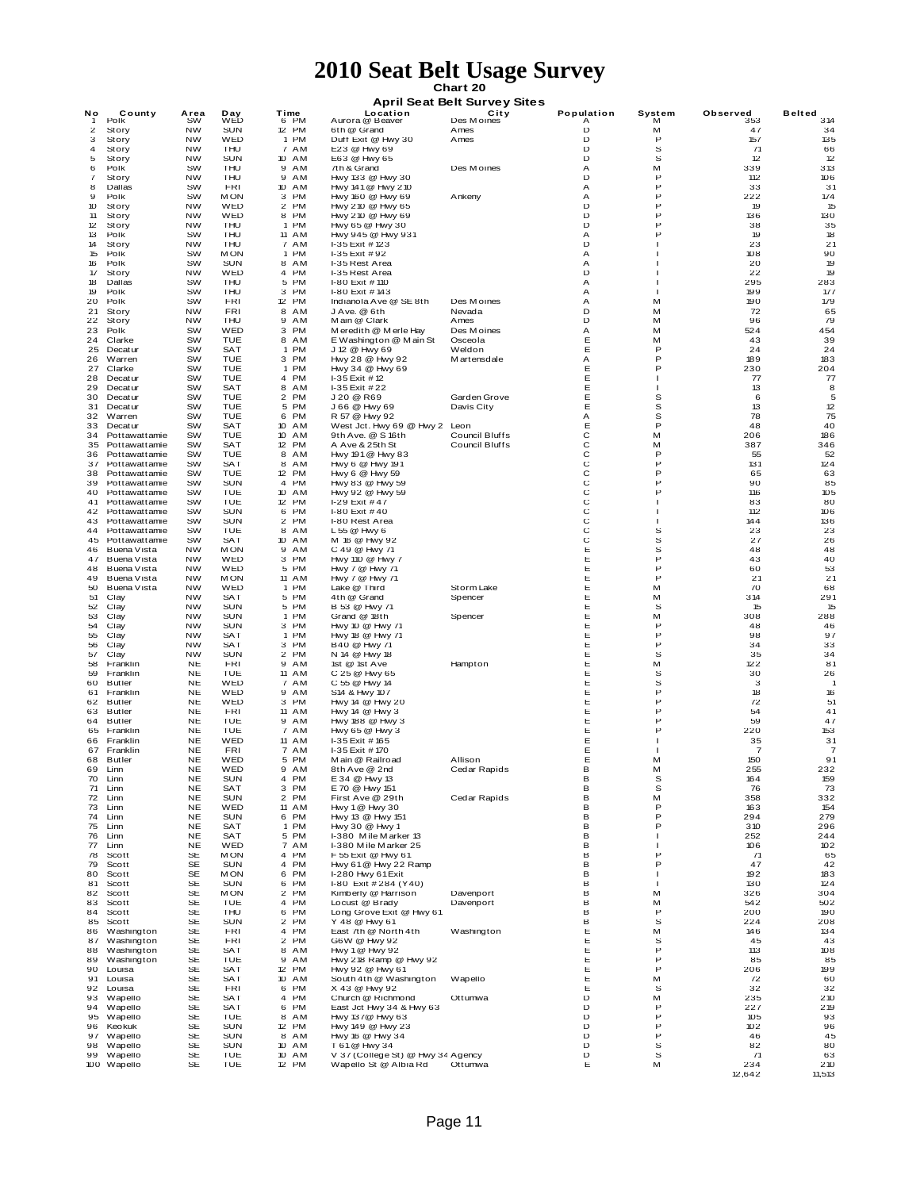# 2010 Seat Belt Usage Survey

**Chart 20**

**April Seat Belt Survey Sites**

| No | County | Area | Day | Time | Location | City | Population | System | Observed | Belted |
|---|---|---|---|---|---|---|---|---|---|---|
| 1 | Polk | SW | WED | 6 PM | Aurora @ Beaver | Des Moines | A | M | 353 | 314 |
| 2 | Story | NW | SUN | 12 PM | 6th @ Grand | Ames | D | M | 47 | 34 |
| 3 | Story | NW | WED | 1 PM | Duff Exit @ Hwy 30 | Ames | D | P | 157 | 135 |
| 4 | Story | NW | THU | 7 AM | E23 @ Hwy 69 | | D | S | 71 | 66 |
| 5 | Story | NW | SUN | 10 AM | E63 @ Hwy 65 | | D | S | 12 | 12 |
| 6 | Polk | SW | THU | 9 AM | 7th & Grand | Des Moines | A | M | 339 | 313 |
| 7 | Story | NW | THU | 10 AM | Hwy 133 @ Hwy 30 | | D | P | 112 | 106 |
| 8 | Dallas | SW | FRI | 10 AM | Hwy 141 @ Hwy 210 | | A | P | 33 | 31 |
| 9 | Polk | SW | MON | 3 PM | Hwy 160 @ Hwy 69 | Ankeny | A | P | 222 | 174 |
| 10 | Story | NW | WED | 2 PM | Hwy 210 @ Hwy 65 | | D | P | 19 | 15 |
| 11 | Story | NW | WED | 8 PM | Hwy 210 @ Hwy 69 | | D | P | 136 | 130 |
| 12 | Story | NW | THU | 1 PM | Hwy 65 @ Hwy 30 | | D | P | 38 | 35 |
| 13 | Polk | SW | THU | 11 AM | Hwy 945 @ Hwy 931 | | A | P | 19 | 18 |
| 14 | Story | NW | THU | 7 AM | I-35 Exit # 123 | | D | I | 23 | 21 |
| 15 | Polk | SW | MON | 1 PM | I-35 Exit # 92 | | A | I | 108 | 90 |
| 16 | Polk | SW | SUN | 8 AM | I-35 Rest Area | | A | I | 20 | 19 |
| 17 | Story | NW | WED | 4 PM | I-35 Rest Area | | D | I | 22 | 19 |
| 18 | Dallas | SW | THU | 5 PM | I-80 Exit # 110 | | A | I | 295 | 283 |
| 19 | Polk | SW | THU | 3 PM | I-80 Exit # 143 | | A | I | 199 | 177 |
| 20 | Polk | SW | FRI | 12 PM | Indianola Ave @ SE 8th | Des Moines | A | M | 190 | 179 |
| 21 | Story | NW | FRI | 8 AM | J Ave. @ 6th | Nevada | D | M | 72 | 65 |
| 22 | Story | NW | THU | 9 AM | Main @ Clark | Ames | D | M | 96 | 79 |
| 23 | Polk | SW | WED | 3 PM | Meredith @ Merle Hay | Des Moines | A | M | 524 | 454 |
| 24 | Clarke | SW | TUE | 8 AM | E Washington @ Main St | Osceola | E | M | 43 | 39 |
| 25 | Decatur | SW | SAT | 1 PM | J12 @ Hwy 69 | Weldon | E | P | 24 | 24 |
| 26 | Warren | SW | TUE | 3 PM | Hwy 28 @ Hwy 92 | Martensdale | A | P | 189 | 183 |
| 27 | Clarke | SW | TUE | 1 PM | Hwy 34 @ Hwy 69 | | E | P | 230 | 204 |
| 28 | Decatur | SW | TUE | 4 PM | I-35 Exit # 12 | | E | I | 77 | 77 |
| 29 | Decatur | SW | SAT | 8 AM | I-35 Exit # 22 | | E | I | 13 | 8 |
| 30 | Decatur | SW | TUE | 2 PM | J20 @ R69 | Garden Grove | E | S | 6 | 5 |
| 31 | Decatur | SW | TUE | 5 PM | J66 @ Hwy 69 | Davis City | E | S | 13 | 12 |
| 32 | Warren | SW | TUE | 6 PM | R57 @ Hwy 92 | | A | S | 78 | 75 |
| 33 | Decatur | SW | SAT | 10 AM | West Jct. Hwy 69 @ Hwy 2 | Leon | E | P | 48 | 40 |
| 34 | Pottawattamie | SW | TUE | 10 AM | 9th Ave. @ S 16th | Council Bluffs | C | M | 206 | 186 |
| 35 | Pottawattamie | SW | SAT | 12 PM | A Ave & 25th St | Council Bluffs | C | M | 387 | 346 |
| 36 | Pottawattamie | SW | TUE | 8 AM | Hwy 191 @ Hwy 83 | | C | P | 55 | 52 |
| 37 | Pottawattamie | SW | SAT | 8 AM | Hwy 6 @ Hwy 191 | | C | P | 131 | 124 |
| 38 | Pottawattamie | SW | TUE | 12 PM | Hwy 6 @ Hwy 59 | | C | P | 65 | 63 |
| 39 | Pottawattamie | SW | SUN | 4 PM | Hwy 83 @ Hwy 59 | | C | P | 90 | 85 |
| 40 | Pottawattamie | SW | TUE | 10 AM | Hwy 92 @ Hwy 59 | | C | P | 116 | 105 |
| 41 | Pottawattamie | SW | TUE | 12 PM | I-29 Exit # 47 | | C | I | 83 | 80 |
| 42 | Pottawattamie | SW | SUN | 6 PM | I-80 Exit # 40 | | C | I | 112 | 106 |
| 43 | Pottawattamie | SW | SUN | 2 PM | I-80 Rest Area | | C | I | 144 | 136 |
| 44 | Pottawattamie | SW | TUE | 8 AM | L55 @ Hwy 6 | | C | S | 23 | 23 |
| 45 | Pottawattamie | SW | SAT | 10 AM | M16 @ Hwy 92 | | C | S | 27 | 26 |
| 46 | Buena Vista | NW | MON | 9 AM | C49 @ Hwy 71 | | E | S | 48 | 48 |
| 47 | Buena Vista | NW | WED | 3 PM | Hwy 110 @ Hwy 7 | | E | P | 43 | 40 |
| 48 | Buena Vista | NW | WED | 5 PM | Hwy 7 @ Hwy 71 | | E | P | 60 | 53 |
| 49 | Buena Vista | NW | MON | 11 AM | Hwy 7 @ Hwy 71 | | E | P | 21 | 21 |
| 50 | Buena Vista | NW | WED | 1 PM | Lake @ Third | Storm Lake | E | M | 70 | 68 |
| 51 | Clay | NW | SAT | 5 PM | 4th @ Grand | Spencer | E | M | 314 | 291 |
| 52 | Clay | NW | SUN | 5 PM | B53 @ Hwy 71 | | E | S | 15 | 15 |
| 53 | Clay | NW | SUN | 1 PM | Grand @ 18th | Spencer | E | M | 308 | 288 |
| 54 | Clay | NW | SUN | 3 PM | Hwy 10 @ Hwy 71 | | E | P | 48 | 46 |
| 55 | Clay | NW | SAT | 1 PM | Hwy 18 @ Hwy 71 | | E | P | 98 | 97 |
| 56 | Clay | NW | SAT | 3 PM | B40 @ Hwy 71 | | E | P | 34 | 33 |
| 57 | Clay | NW | SUN | 2 PM | N14 @ Hwy 18 | | E | S | 35 | 34 |
| 58 | Franklin | NE | FRI | 9 AM | 1st @ 1st Ave | Hampton | E | M | 122 | 81 |
| 59 | Franklin | NE | TUE | 11 AM | C25 @ Hwy 65 | | E | S | 30 | 26 |
| 60 | Butler | NE | WED | 7 AM | C55 @ Hwy 14 | | E | S | 3 | 1 |
| 61 | Franklin | NE | WED | 9 AM | S14 & Hwy 107 | | E | P | 18 | 16 |
| 62 | Butler | NE | WED | 3 PM | Hwy 14 @ Hwy 20 | | E | P | 72 | 51 |
| 63 | Butler | NE | FRI | 11 AM | Hwy 14 @ Hwy 3 | | E | P | 54 | 41 |
| 64 | Butler | NE | TUE | 9 AM | Hwy 188 @ Hwy 3 | | E | P | 59 | 47 |
| 65 | Franklin | NE | TUE | 7 AM | Hwy 65 @ Hwy 3 | | E | P | 220 | 153 |
| 66 | Franklin | NE | WED | 11 AM | I-35 Exit # 165 | | E | I | 35 | 31 |
| 67 | Franklin | NE | FRI | 7 AM | I-35 Exit # 170 | | E | I | 7 | 7 |
| 68 | Butler | NE | WED | 5 PM | Main @ Railroad | Allison | E | M | 150 | 91 |
| 69 | Linn | NE | WED | 9 AM | 8th Ave @ 2nd | Cedar Rapids | B | M | 255 | 232 |
| 70 | Linn | NE | SUN | 4 PM | E34 @ Hwy 13 | | B | S | 164 | 159 |
| 71 | Linn | NE | SAT | 3 PM | E70 @ Hwy 151 | | B | S | 76 | 73 |
| 72 | Linn | NE | SUN | 2 PM | First Ave @ 29th | Cedar Rapids | B | M | 358 | 332 |
| 73 | Linn | NE | WED | 11 AM | Hwy 1 @ Hwy 30 | | B | P | 163 | 154 |
| 74 | Linn | NE | SUN | 6 PM | Hwy 13 @ Hwy 151 | | B | P | 294 | 279 |
| 75 | Linn | NE | SAT | 1 PM | Hwy 30 @ Hwy 1 | | B | P | 310 | 296 |
| 76 | Linn | NE | SAT | 5 PM | I-380 Mile Marker 13 | | B | I | 252 | 244 |
| 77 | Linn | NE | WED | 7 AM | I-380 Mile Marker 25 | | B | I | 106 | 102 |
| 78 | Scott | SE | MON | 4 PM | F55 Exit @ Hwy 61 | | B | P | 71 | 65 |
| 79 | Scott | SE | SUN | 4 PM | Hwy 61 @ Hwy 22 Ramp | | B | P | 47 | 42 |
| 80 | Scott | SE | MON | 6 PM | I-280 Hwy 61 Exit | | B | I | 192 | 183 |
| 81 | Scott | SE | SUN | 6 PM | I-80 Exit # 284 (Y40) | | B | I | 130 | 124 |
| 82 | Scott | SE | MON | 2 PM | Kimberly @ Harrison | Davenport | B | M | 326 | 304 |
| 83 | Scott | SE | TUE | 4 PM | Locust @ Brady | Davenport | B | M | 542 | 502 |
| 84 | Scott | SE | THU | 6 PM | Long Grove Exit @ Hwy 61 | | B | P | 200 | 190 |
| 85 | Scott | SE | SUN | 2 PM | Y48 @ Hwy 61 | | B | S | 224 | 208 |
| 86 | Washington | SE | FRI | 4 PM | East 7th @ North 4th | Washington | E | M | 146 | 134 |
| 87 | Washington | SE | FRI | 2 PM | G6W @ Hwy 92 | | E | S | 45 | 43 |
| 88 | Washington | SE | SAT | 8 AM | Hwy 1 @ Hwy 92 | | E | P | 113 | 108 |
| 89 | Washington | SE | TUE | 9 AM | Hwy 218 Ramp @ Hwy 92 | | E | P | 85 | 85 |
| 90 | Louisa | SE | SAT | 12 PM | Hwy 92 @ Hwy 61 | | E | P | 206 | 199 |
| 91 | Louisa | SE | SAT | 10 AM | South 4th @ Washington | Wapello | E | M | 72 | 60 |
| 92 | Louisa | SE | FRI | 6 PM | X43 @ Hwy 92 | | E | S | 32 | 32 |
| 93 | Wapello | SE | SAT | 4 PM | Church @ Richmond | Ottumwa | D | M | 235 | 210 |
| 94 | Wapello | SE | SAT | 6 PM | East Jct Hwy 34 & Hwy 63 | | D | P | 227 | 219 |
| 95 | Wapello | SE | TUE | 8 AM | Hwy 137 @ Hwy 63 | | D | P | 105 | 93 |
| 96 | Keokuk | SE | SUN | 12 PM | Hwy 149 @ Hwy 23 | | D | P | 102 | 96 |
| 97 | Wapello | SE | SUN | 8 AM | Hwy 16 @ Hwy 34 | | D | P | 46 | 45 |
| 98 | Wapello | SE | SUN | 10 AM | T61 @ Hwy 34 | | D | S | 82 | 80 |
| 99 | Wapello | SE | TUE | 10 AM | V37 (College St) @ Hwy 34 | Agency | D | S | 71 | 63 |
| 100 | Wapello | SE | TUE | 12 PM | Wapello St @ Albia Rd | Ottumwa | E | M | 234 | 210 |
| | | | | | | | | | 12,642 | 11,513 |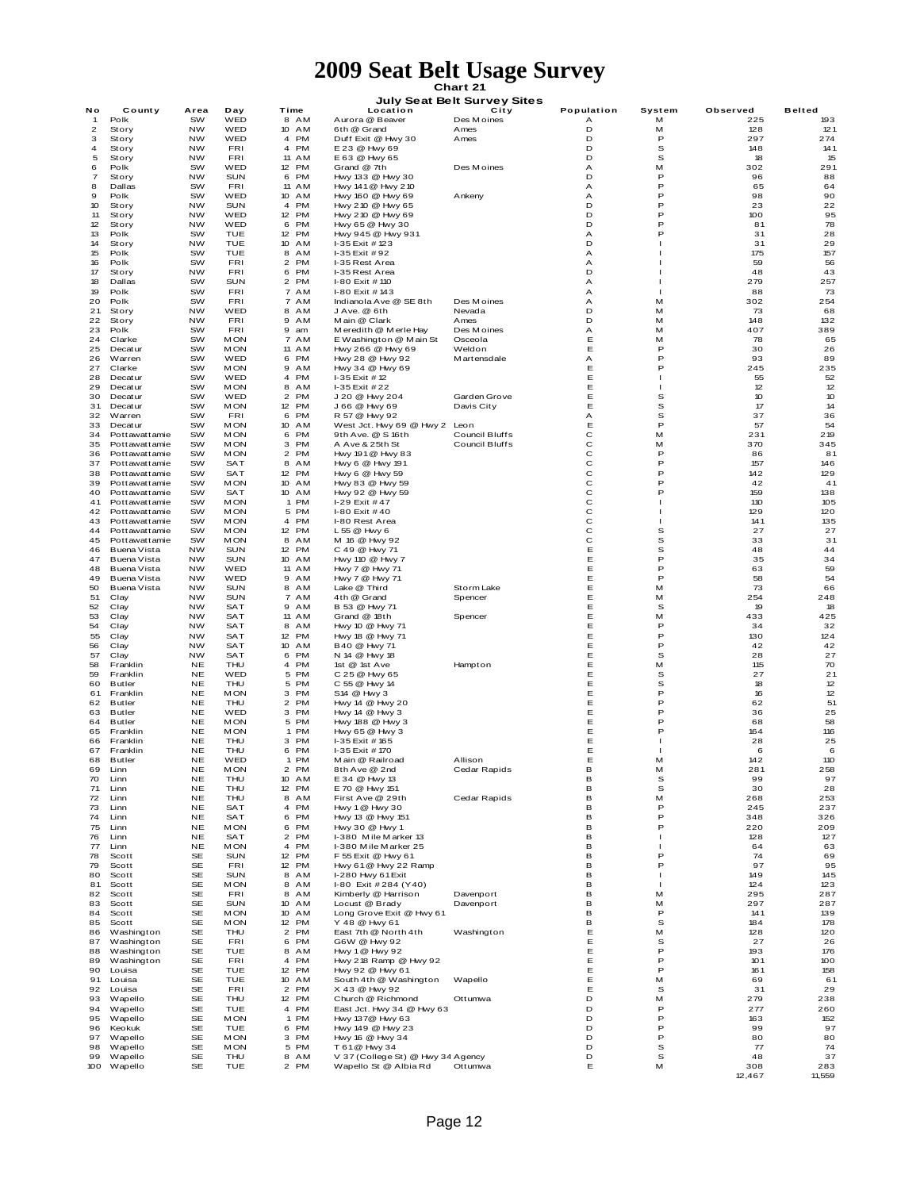# 2009 Seat Belt Usage Survey

**Chart 21**

**July Seat Belt Survey Sites**

| No | County | Area | Day | Time | Location | City | Population | System | Observed | Belted |
|---|---|---|---|---|---|---|---|---|---|---|
| 1 | Polk | SW | WED | 8 AM | Aurora @ Beaver | Des Moines | A | M | 225 | 193 |
| 2 | Story | NW | WED | 10 AM | 6th @ Grand | Ames | D | M | 128 | 121 |
| 3 | Story | NW | WED | 4 PM | Duff Exit @ Hwy 30 | Ames | D | P | 297 | 274 |
| 4 | Story | NW | FRI | 4 PM | E 23 @ Hwy 69 | | D | S | 148 | 141 |
| 5 | Story | NW | FRI | 11 AM | E 63 @ Hwy 65 | | D | S | 18 | 15 |
| 6 | Polk | SW | WED | 12 PM | Grand @ 7th | Des Moines | A | M | 302 | 291 |
| 7 | Story | NW | SUN | 6 PM | Hwy 133 @ Hwy 30 | | D | P | 96 | 88 |
| 8 | Dallas | SW | FRI | 11 AM | Hwy 141 @ Hwy 210 | | A | P | 65 | 64 |
| 9 | Polk | SW | WED | 10 AM | Hwy 160 @ Hwy 69 | Ankeny | A | P | 98 | 90 |
| 10 | Story | NW | SUN | 4 PM | Hwy 210 @ Hwy 65 | | D | P | 23 | 22 |
| 11 | Story | NW | WED | 12 PM | Hwy 210 @ Hwy 69 | | D | P | 100 | 95 |
| 12 | Story | NW | WED | 6 PM | Hwy 65 @ Hwy 30 | | D | P | 81 | 78 |
| 13 | Polk | SW | TUE | 12 PM | Hwy 945 @ Hwy 931 | | A | P | 31 | 28 |
| 14 | Story | NW | TUE | 10 AM | I-35 Exit # 123 | | D | I | 31 | 29 |
| 15 | Polk | SW | TUE | 8 AM | I-35 Exit # 92 | | A | I | 175 | 157 |
| 16 | Polk | SW | FRI | 2 PM | I-35 Rest Area | | A | I | 59 | 56 |
| 17 | Story | NW | FRI | 6 PM | I-35 Rest Area | | D | I | 48 | 43 |
| 18 | Dallas | SW | SUN | 2 PM | I-80 Exit # 110 | | A | I | 279 | 257 |
| 19 | Polk | SW | FRI | 7 AM | I-80 Exit # 143 | | A | I | 88 | 73 |
| 20 | Polk | SW | FRI | 7 AM | Indianola Ave @ SE 8th | Des Moines | A | M | 302 | 254 |
| 21 | Story | NW | WED | 8 AM | J Ave. @ 6th | Nevada | D | M | 73 | 68 |
| 22 | Story | NW | FRI | 9 AM | Main @ Clark | Ames | D | M | 148 | 132 |
| 23 | Polk | SW | FRI | 9 am | Meredith @ Merle Hay | Des Moines | A | M | 407 | 389 |
| 24 | Clarke | SW | MON | 7 AM | E Washington @ Main St | Osceola | E | M | 78 | 65 |
| 25 | Decatur | SW | MON | 11 AM | Hwy 266 @ Hwy 69 | Weldon | E | P | 30 | 26 |
| 26 | Warren | SW | WED | 6 PM | Hwy 28 @ Hwy 92 | Martensdale | A | P | 93 | 89 |
| 27 | Clarke | SW | MON | 9 AM | Hwy 34 @ Hwy 69 | | E | P | 245 | 235 |
| 28 | Decatur | SW | WED | 4 PM | I-35 Exit # 12 | | E | I | 55 | 52 |
| 29 | Decatur | SW | MON | 8 AM | I-35 Exit # 22 | | E | I | 12 | 12 |
| 30 | Decatur | SW | WED | 2 PM | J 20 @ Hwy 204 | Garden Grove | E | S | 10 | 10 |
| 31 | Decatur | SW | MON | 12 PM | J 66 @ Hwy 69 | Davis City | E | S | 17 | 14 |
| 32 | Warren | SW | FRI | 6 PM | R 57 @ Hwy 92 | | A | S | 37 | 36 |
| 33 | Decatur | SW | MON | 10 AM | West Jct. Hwy 69 @ Hwy 2 | Leon | E | P | 57 | 54 |
| 34 | Pottawattamie | SW | MON | 6 PM | 9th Ave. @ S 16th | Council Bluffs | C | M | 231 | 219 |
| 35 | Pottawattamie | SW | MON | 3 PM | A Ave & 25th St | Council Bluffs | C | M | 370 | 345 |
| 36 | Pottawattamie | SW | MON | 2 PM | Hwy 191 @ Hwy 83 | | C | P | 86 | 81 |
| 37 | Pottawattamie | SW | SAT | 8 AM | Hwy 6 @ Hwy 191 | | C | P | 157 | 146 |
| 38 | Pottawattamie | SW | SAT | 12 PM | Hwy 6 @ Hwy 59 | | C | P | 142 | 129 |
| 39 | Pottawattamie | SW | MON | 10 AM | Hwy 83 @ Hwy 59 | | C | P | 42 | 41 |
| 40 | Pottawattamie | SW | SAT | 10 AM | Hwy 92 @ Hwy 59 | | C | P | 159 | 138 |
| 41 | Pottawattamie | SW | MON | 1 PM | I-29 Exit # 47 | | C | I | 110 | 105 |
| 42 | Pottawattamie | SW | MON | 5 PM | I-80 Exit # 40 | | C | I | 129 | 120 |
| 43 | Pottawattamie | SW | MON | 4 PM | I-80 Rest Area | | C | I | 141 | 135 |
| 44 | Pottawattamie | SW | MON | 12 PM | L 55 @ Hwy 6 | | C | S | 27 | 27 |
| 45 | Pottawattamie | SW | MON | 8 AM | M 16 @ Hwy 92 | | C | S | 33 | 31 |
| 46 | Buena Vista | NW | SUN | 12 PM | C 49 @ Hwy 71 | | E | S | 48 | 44 |
| 47 | Buena Vista | NW | SUN | 10 AM | Hwy 110 @ Hwy 7 | | E | P | 35 | 34 |
| 48 | Buena Vista | NW | WED | 11 AM | Hwy 7 @ Hwy 71 | | E | P | 63 | 59 |
| 49 | Buena Vista | NW | WED | 9 AM | Hwy 7 @ Hwy 71 | | E | P | 58 | 54 |
| 50 | Buena Vista | NW | SUN | 8 AM | Lake @ Third | Storm Lake | E | M | 73 | 66 |
| 51 | Clay | NW | SUN | 7 AM | 4th @ Grand | Spencer | E | M | 254 | 248 |
| 52 | Clay | NW | SAT | 9 AM | B 53 @ Hwy 71 | | E | S | 19 | 18 |
| 53 | Clay | NW | SAT | 11 AM | Grand @ 18th | Spencer | E | M | 433 | 425 |
| 54 | Clay | NW | SAT | 8 AM | Hwy 10 @ Hwy 71 | | E | P | 34 | 32 |
| 55 | Clay | NW | SAT | 12 PM | Hwy 18 @ Hwy 71 | | E | P | 130 | 124 |
| 56 | Clay | NW | SAT | 10 AM | B 40 @ Hwy 71 | | E | P | 42 | 42 |
| 57 | Clay | NW | SAT | 6 PM | N 14 @ Hwy 18 | | E | S | 28 | 27 |
| 58 | Franklin | NE | THU | 4 PM | 1st @ 1st Ave | Hampton | E | M | 115 | 70 |
| 59 | Franklin | NE | WED | 5 PM | C 25 @ Hwy 65 | | E | S | 27 | 21 |
| 60 | Butler | NE | THU | 5 PM | C 55 @ Hwy 14 | | E | S | 18 | 12 |
| 61 | Franklin | NE | MON | 3 PM | S14 @ Hwy 3 | | E | P | 16 | 12 |
| 62 | Butler | NE | THU | 2 PM | Hwy 14 @ Hwy 20 | | E | P | 62 | 51 |
| 63 | Butler | NE | WED | 3 PM | Hwy 14 @ Hwy 3 | | E | P | 36 | 25 |
| 64 | Butler | NE | MON | 5 PM | Hwy 188 @ Hwy 3 | | E | P | 68 | 58 |
| 65 | Franklin | NE | MON | 1 PM | Hwy 65 @ Hwy 3 | | E | P | 164 | 116 |
| 66 | Franklin | NE | THU | 3 PM | I-35 Exit # 165 | | E | I | 28 | 25 |
| 67 | Franklin | NE | THU | 6 PM | I-35 Exit # 170 | | E | I | 6 | 6 |
| 68 | Butler | NE | WED | 1 PM | Main @ Railroad | Allison | E | M | 142 | 110 |
| 69 | Linn | NE | MON | 2 PM | 8th Ave @ 2nd | Cedar Rapids | B | M | 281 | 258 |
| 70 | Linn | NE | THU | 10 AM | E 34 @ Hwy 13 | | B | S | 99 | 97 |
| 71 | Linn | NE | THU | 12 PM | E 70 @ Hwy 151 | | B | S | 30 | 28 |
| 72 | Linn | NE | THU | 8 AM | First Ave @ 29th | Cedar Rapids | B | M | 268 | 253 |
| 73 | Linn | NE | SAT | 4 PM | Hwy 1 @ Hwy 30 | | B | P | 245 | 237 |
| 74 | Linn | NE | SAT | 6 PM | Hwy 13 @ Hwy 151 | | B | P | 348 | 326 |
| 75 | Linn | NE | MON | 6 PM | Hwy 30 @ Hwy 1 | | B | P | 220 | 209 |
| 76 | Linn | NE | SAT | 2 PM | I-380 Mile Marker 13 | | B | I | 128 | 127 |
| 77 | Linn | NE | MON | 4 PM | I-380 Mile Marker 25 | | B | I | 64 | 63 |
| 78 | Scott | SE | SUN | 12 PM | F 55 Exit @ Hwy 61 | | B | P | 74 | 69 |
| 79 | Scott | SE | FRI | 12 PM | Hwy 61 @ Hwy 22 Ramp | | B | P | 97 | 95 |
| 80 | Scott | SE | SUN | 8 AM | I-280 Hwy 61 Exit | | B | I | 149 | 145 |
| 81 | Scott | SE | MON | 8 AM | I-80 Exit # 284 (Y40) | | B | I | 124 | 123 |
| 82 | Scott | SE | FRI | 8 AM | Kimberly @ Harrison | Davenport | B | M | 295 | 287 |
| 83 | Scott | SE | SUN | 10 AM | Locust @ Brady | Davenport | B | M | 297 | 287 |
| 84 | Scott | SE | MON | 10 AM | Long Grove Exit @ Hwy 61 | | B | P | 141 | 139 |
| 85 | Scott | SE | MON | 12 PM | Y 48 @ Hwy 61 | | B | S | 184 | 178 |
| 86 | Washington | SE | THU | 2 PM | East 7th @ North 4th | Washington | E | M | 128 | 120 |
| 87 | Washington | SE | FRI | 6 PM | G6W @ Hwy 92 | | E | S | 27 | 26 |
| 88 | Washington | SE | TUE | 8 AM | Hwy 1 @ Hwy 92 | | E | P | 193 | 176 |
| 89 | Washington | SE | FRI | 4 PM | Hwy 218 Ramp @ Hwy 92 | | E | P | 101 | 100 |
| 90 | Louisa | SE | TUE | 12 PM | Hwy 92 @ Hwy 61 | | E | P | 161 | 158 |
| 91 | Louisa | SE | TUE | 10 AM | South 4th @ Washington | Wapello | E | M | 69 | 61 |
| 92 | Louisa | SE | FRI | 2 PM | X 43 @ Hwy 92 | | E | S | 31 | 29 |
| 93 | Wapello | SE | THU | 12 PM | Church @ Richmond | Ottumwa | D | M | 279 | 238 |
| 94 | Wapello | SE | TUE | 4 PM | East Jct. Hwy 34 @ Hwy 63 | | D | P | 277 | 260 |
| 95 | Wapello | SE | MON | 1 PM | Hwy 137@ Hwy 63 | | D | P | 163 | 152 |
| 96 | Keokuk | SE | TUE | 6 PM | Hwy 149 @ Hwy 23 | | D | P | 99 | 97 |
| 97 | Wapello | SE | MON | 3 PM | Hwy 16 @ Hwy 34 | | D | P | 80 | 80 |
| 98 | Wapello | SE | MON | 5 PM | T 61 @ Hwy 34 | | D | S | 77 | 74 |
| 99 | Wapello | SE | THU | 8 AM | V 37 (College St) @ Hwy 34 | Agency | D | S | 48 | 37 |
| 100 | Wapello | SE | TUE | 2 PM | Wapello St @ Albia Rd | Ottumwa | E | M | 308 | 283 |
| | | | | | | | | | 12,467 | 11,559 |